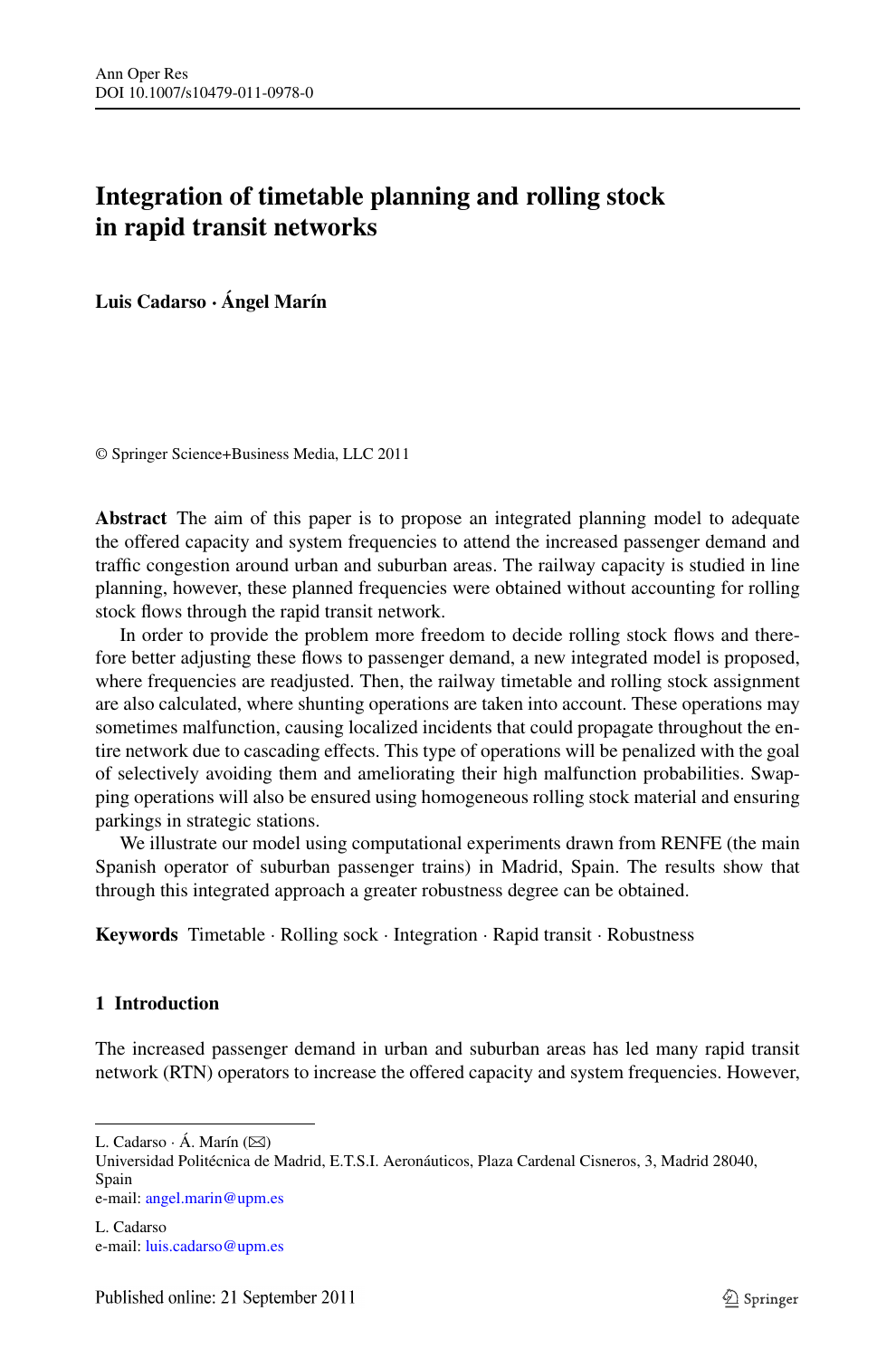# Integration of timetable planning and rolling stock in rapid transit networks

**Luis Cadarso · Ángel Marín**

© Springer Science+Business Media, LLC 2011

**Abstract** The aim of this paper is to propose an integrated planning model to adequate the offered capacity and system frequencies to attend the increased passenger demand and traffic congestion around urban and suburban areas. The railway capacity is studied in line planning, however, these planned frequencies were obtained without accounting for rolling stock flows through the rapid transit network.

In order to provide the problem more freedom to decide rolling stock flows and therefore better adjusting these flows to passenger demand, a new integrated model is proposed, where frequencies are readjusted. Then, the railway timetable and rolling stock assignment are also calculated, where shunting operations are taken into account. These operations may sometimes malfunction, causing localized incidents that could propagate throughout the entire network due to cascading effects. This type of operations will be penalized with the goal of selectively avoiding them and ameliorating their high malfunction probabilities. Swapping operations will also be ensured using homogeneous rolling stock material and ensuring parkings in strategic stations.

We illustrate our model using computational experiments drawn from RENFE (the main Spanish operator of suburban passenger trains) in Madrid, Spain. The results show that through this integrated approach a greater robustness degree can be obtained.

**Keywords** Timetable · Rolling sock · Integration · Rapid transit · Robustness

## 1 Introduction

The increased passenger demand in urban and suburban areas has led many rapid transit network (RTN) operators to increase the offered capacity and system frequencies. However,

---

L. Cadarso · Á. Marín (✉)
Universidad Politécnica de Madrid, E.T.S.I. Aeronáuticos, Plaza Cardenal Cisneros, 3, Madrid 28040, Spain
e-mail: angel.marin@upm.es

L. Cadarso
e-mail: luis.cadarso@upm.es

Published online: 21 September 2011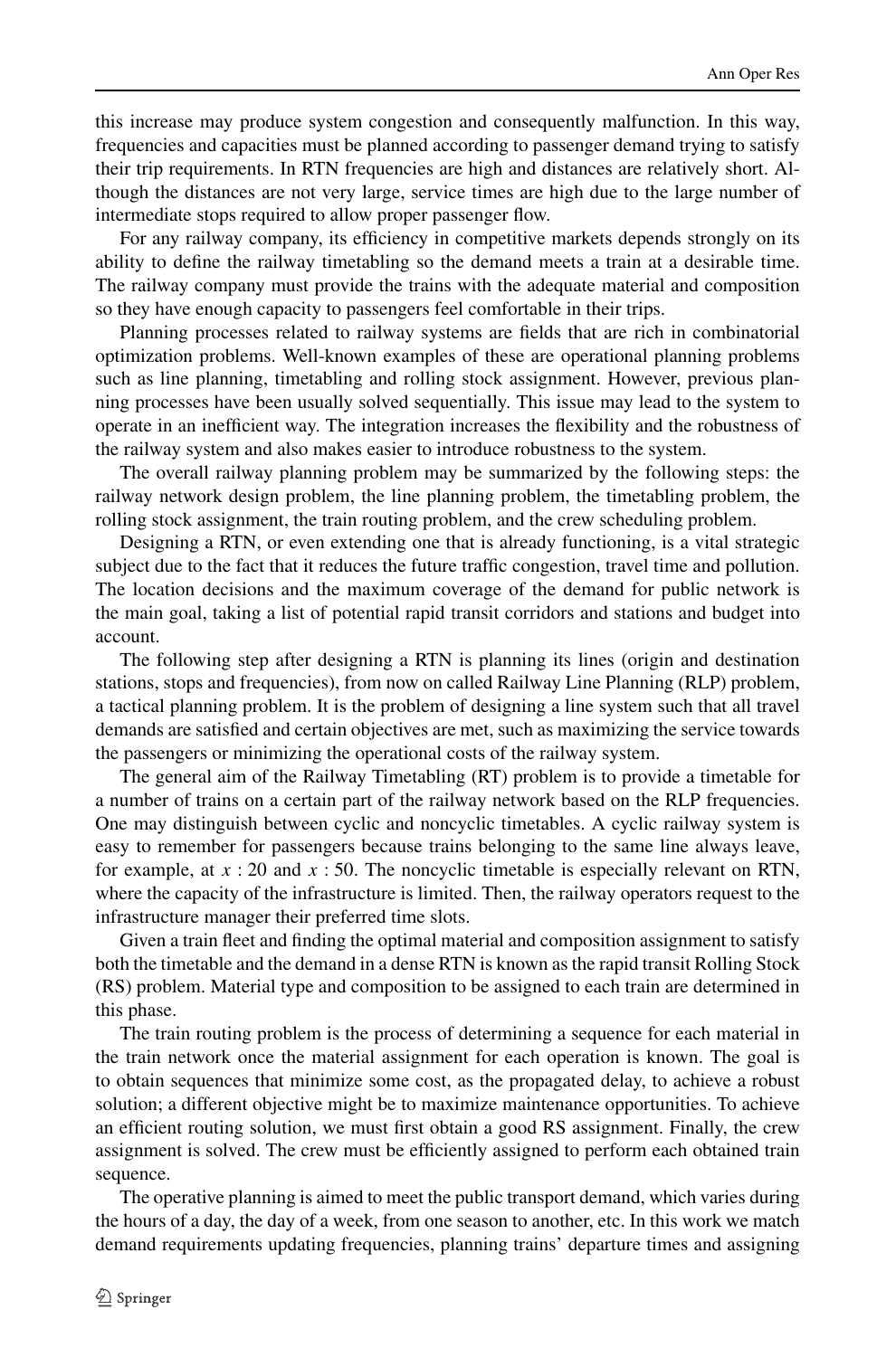this increase may produce system congestion and consequently malfunction. In this way, frequencies and capacities must be planned according to passenger demand trying to satisfy their trip requirements. In RTN frequencies are high and distances are relatively short. Although the distances are not very large, service times are high due to the large number of intermediate stops required to allow proper passenger flow.

For any railway company, its efficiency in competitive markets depends strongly on its ability to define the railway timetabling so the demand meets a train at a desirable time. The railway company must provide the trains with the adequate material and composition so they have enough capacity to passengers feel comfortable in their trips.

Planning processes related to railway systems are fields that are rich in combinatorial optimization problems. Well-known examples of these are operational planning problems such as line planning, timetabling and rolling stock assignment. However, previous planning processes have been usually solved sequentially. This issue may lead to the system to operate in an inefficient way. The integration increases the flexibility and the robustness of the railway system and also makes easier to introduce robustness to the system.

The overall railway planning problem may be summarized by the following steps: the railway network design problem, the line planning problem, the timetabling problem, the rolling stock assignment, the train routing problem, and the crew scheduling problem.

Designing a RTN, or even extending one that is already functioning, is a vital strategic subject due to the fact that it reduces the future traffic congestion, travel time and pollution. The location decisions and the maximum coverage of the demand for public network is the main goal, taking a list of potential rapid transit corridors and stations and budget into account.

The following step after designing a RTN is planning its lines (origin and destination stations, stops and frequencies), from now on called Railway Line Planning (RLP) problem, a tactical planning problem. It is the problem of designing a line system such that all travel demands are satisfied and certain objectives are met, such as maximizing the service towards the passengers or minimizing the operational costs of the railway system.

The general aim of the Railway Timetabling (RT) problem is to provide a timetable for a number of trains on a certain part of the railway network based on the RLP frequencies. One may distinguish between cyclic and noncyclic timetables. A cyclic railway system is easy to remember for passengers because trains belonging to the same line always leave, for example, at $x:20$ and $x:50$. The noncyclic timetable is especially relevant on RTN, where the capacity of the infrastructure is limited. Then, the railway operators request to the infrastructure manager their preferred time slots.

Given a train fleet and finding the optimal material and composition assignment to satisfy both the timetable and the demand in a dense RTN is known as the rapid transit Rolling Stock (RS) problem. Material type and composition to be assigned to each train are determined in this phase.

The train routing problem is the process of determining a sequence for each material in the train network once the material assignment for each operation is known. The goal is to obtain sequences that minimize some cost, as the propagated delay, to achieve a robust solution; a different objective might be to maximize maintenance opportunities. To achieve an efficient routing solution, we must first obtain a good RS assignment. Finally, the crew assignment is solved. The crew must be efficiently assigned to perform each obtained train sequence.

The operative planning is aimed to meet the public transport demand, which varies during the hours of a day, the day of a week, from one season to another, etc. In this work we match demand requirements updating frequencies, planning trains' departure times and assigning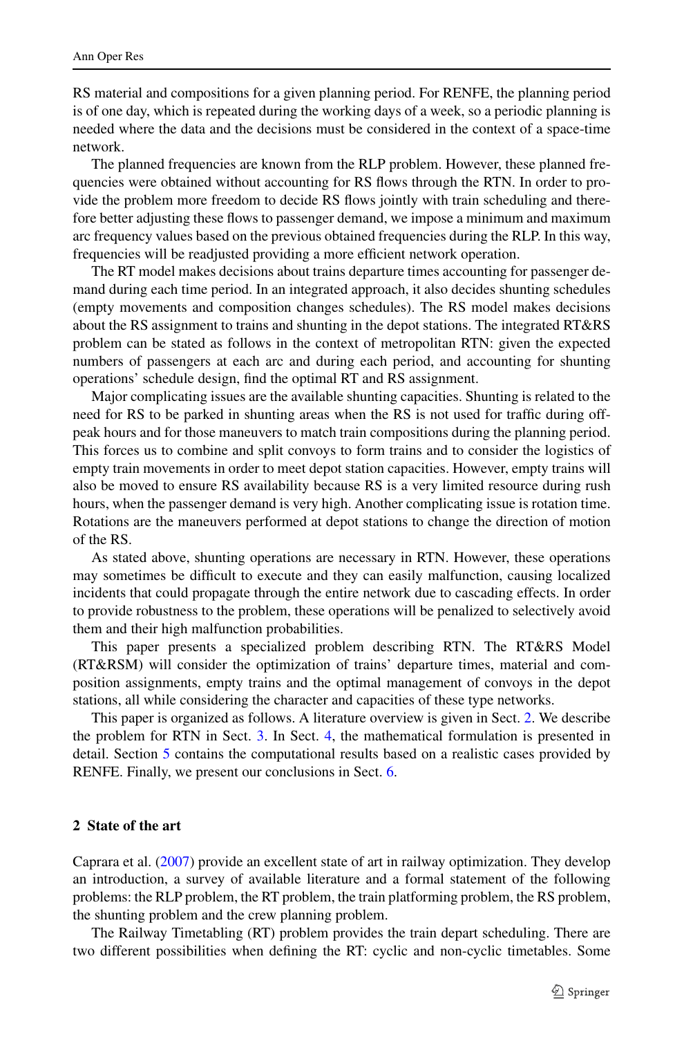RS material and compositions for a given planning period. For RENFE, the planning period is of one day, which is repeated during the working days of a week, so a periodic planning is needed where the data and the decisions must be considered in the context of a space-time network.

The planned frequencies are known from the RLP problem. However, these planned frequencies were obtained without accounting for RS flows through the RTN. In order to provide the problem more freedom to decide RS flows jointly with train scheduling and therefore better adjusting these flows to passenger demand, we impose a minimum and maximum arc frequency values based on the previous obtained frequencies during the RLP. In this way, frequencies will be readjusted providing a more efficient network operation.

The RT model makes decisions about trains departure times accounting for passenger demand during each time period. In an integrated approach, it also decides shunting schedules (empty movements and composition changes schedules). The RS model makes decisions about the RS assignment to trains and shunting in the depot stations. The integrated RT&RS problem can be stated as follows in the context of metropolitan RTN: given the expected numbers of passengers at each arc and during each period, and accounting for shunting operations' schedule design, find the optimal RT and RS assignment.

Major complicating issues are the available shunting capacities. Shunting is related to the need for RS to be parked in shunting areas when the RS is not used for traffic during off-peak hours and for those maneuvers to match train compositions during the planning period. This forces us to combine and split convoys to form trains and to consider the logistics of empty train movements in order to meet depot station capacities. However, empty trains will also be moved to ensure RS availability because RS is a very limited resource during rush hours, when the passenger demand is very high. Another complicating issue is rotation time. Rotations are the maneuvers performed at depot stations to change the direction of motion of the RS.

As stated above, shunting operations are necessary in RTN. However, these operations may sometimes be difficult to execute and they can easily malfunction, causing localized incidents that could propagate through the entire network due to cascading effects. In order to provide robustness to the problem, these operations will be penalized to selectively avoid them and their high malfunction probabilities.

This paper presents a specialized problem describing RTN. The RT&RS Model (RT&RSM) will consider the optimization of trains' departure times, material and composition assignments, empty trains and the optimal management of convoys in the depot stations, all while considering the character and capacities of these type networks.

This paper is organized as follows. A literature overview is given in Sect. 2. We describe the problem for RTN in Sect. 3. In Sect. 4, the mathematical formulation is presented in detail. Section 5 contains the computational results based on a realistic cases provided by RENFE. Finally, we present our conclusions in Sect. 6.

## 2 State of the art

Caprara et al. (2007) provide an excellent state of art in railway optimization. They develop an introduction, a survey of available literature and a formal statement of the following problems: the RLP problem, the RT problem, the train platforming problem, the RS problem, the shunting problem and the crew planning problem.

The Railway Timetabling (RT) problem provides the train depart scheduling. There are two different possibilities when defining the RT: cyclic and non-cyclic timetables. Some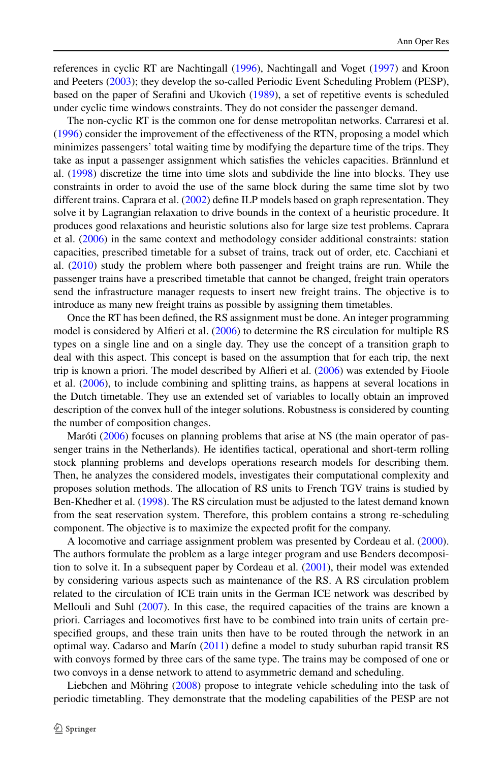references in cyclic RT are Nachtingall (1996), Nachtingall and Voget (1997) and Kroon and Peeters (2003); they develop the so-called Periodic Event Scheduling Problem (PESP), based on the paper of Serafini and Ukovich (1989), a set of repetitive events is scheduled under cyclic time windows constraints. They do not consider the passenger demand.

The non-cyclic RT is the common one for dense metropolitan networks. Carraresi et al. (1996) consider the improvement of the effectiveness of the RTN, proposing a model which minimizes passengers' total waiting time by modifying the departure time of the trips. They take as input a passenger assignment which satisfies the vehicles capacities. Brännlund et al. (1998) discretize the time into time slots and subdivide the line into blocks. They use constraints in order to avoid the use of the same block during the same time slot by two different trains. Caprara et al. (2002) define ILP models based on graph representation. They solve it by Lagrangian relaxation to drive bounds in the context of a heuristic procedure. It produces good relaxations and heuristic solutions also for large size test problems. Caprara et al. (2006) in the same context and methodology consider additional constraints: station capacities, prescribed timetable for a subset of trains, track out of order, etc. Cacchiani et al. (2010) study the problem where both passenger and freight trains are run. While the passenger trains have a prescribed timetable that cannot be changed, freight train operators send the infrastructure manager requests to insert new freight trains. The objective is to introduce as many new freight trains as possible by assigning them timetables.

Once the RT has been defined, the RS assignment must be done. An integer programming model is considered by Alfieri et al. (2006) to determine the RS circulation for multiple RS types on a single line and on a single day. They use the concept of a transition graph to deal with this aspect. This concept is based on the assumption that for each trip, the next trip is known a priori. The model described by Alfieri et al. (2006) was extended by Fioole et al. (2006), to include combining and splitting trains, as happens at several locations in the Dutch timetable. They use an extended set of variables to locally obtain an improved description of the convex hull of the integer solutions. Robustness is considered by counting the number of composition changes.

Maróti (2006) focuses on planning problems that arise at NS (the main operator of passenger trains in the Netherlands). He identifies tactical, operational and short-term rolling stock planning problems and develops operations research models for describing them. Then, he analyzes the considered models, investigates their computational complexity and proposes solution methods. The allocation of RS units to French TGV trains is studied by Ben-Khedher et al. (1998). The RS circulation must be adjusted to the latest demand known from the seat reservation system. Therefore, this problem contains a strong re-scheduling component. The objective is to maximize the expected profit for the company.

A locomotive and carriage assignment problem was presented by Cordeau et al. (2000). The authors formulate the problem as a large integer program and use Benders decomposition to solve it. In a subsequent paper by Cordeau et al. (2001), their model was extended by considering various aspects such as maintenance of the RS. A RS circulation problem related to the circulation of ICE train units in the German ICE network was described by Mellouli and Suhl (2007). In this case, the required capacities of the trains are known a priori. Carriages and locomotives first have to be combined into train units of certain prespecified groups, and these train units then have to be routed through the network in an optimal way. Cadarso and Marín (2011) define a model to study suburban rapid transit RS with convoys formed by three cars of the same type. The trains may be composed of one or two convoys in a dense network to attend to asymmetric demand and scheduling.

Liebchen and Möhring (2008) propose to integrate vehicle scheduling into the task of periodic timetabling. They demonstrate that the modeling capabilities of the PESP are not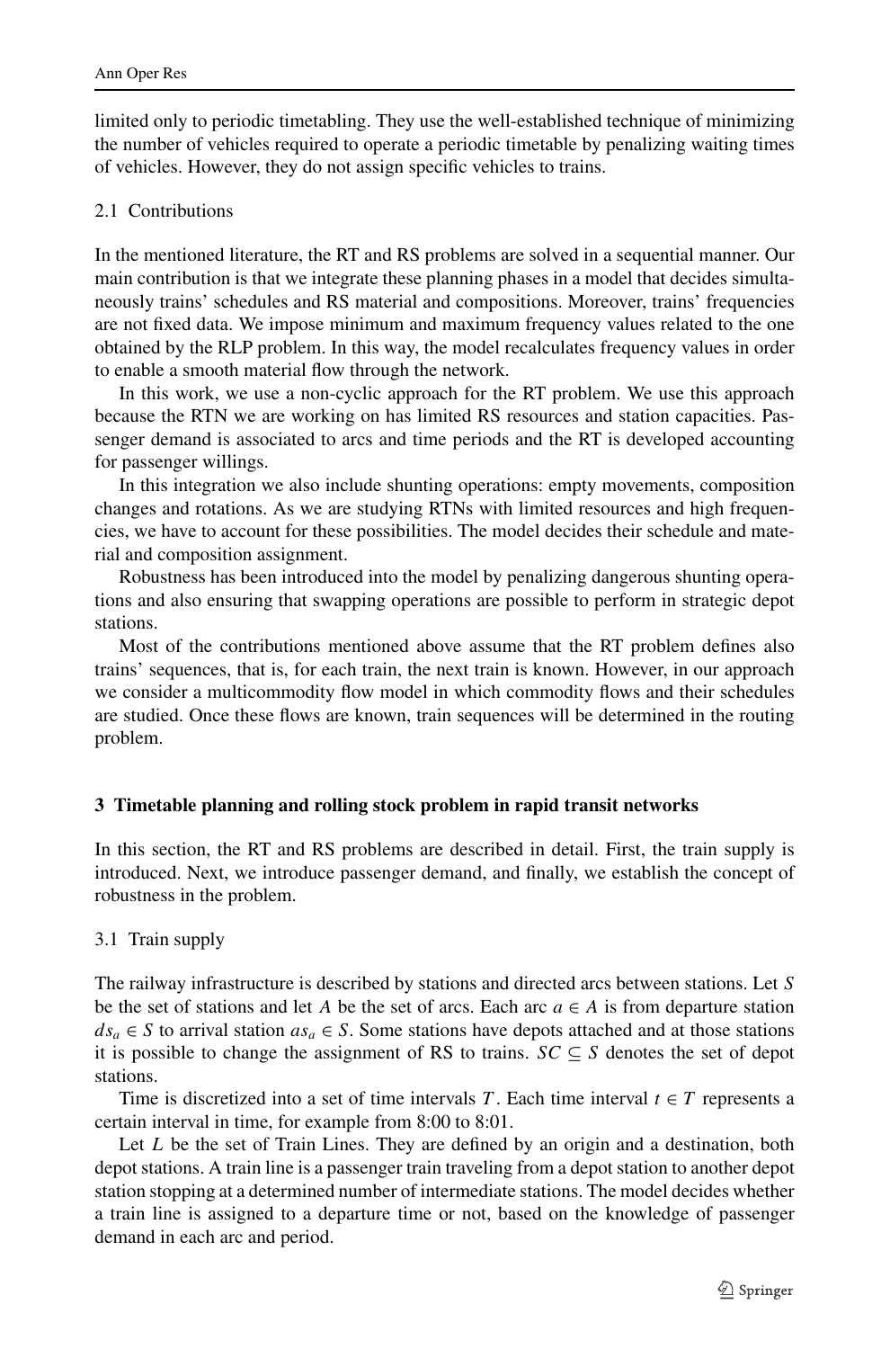limited only to periodic timetabling. They use the well-established technique of minimizing the number of vehicles required to operate a periodic timetable by penalizing waiting times of vehicles. However, they do not assign specific vehicles to trains.

### 2.1 Contributions

In the mentioned literature, the RT and RS problems are solved in a sequential manner. Our main contribution is that we integrate these planning phases in a model that decides simultaneously trains' schedules and RS material and compositions. Moreover, trains' frequencies are not fixed data. We impose minimum and maximum frequency values related to the one obtained by the RLP problem. In this way, the model recalculates frequency values in order to enable a smooth material flow through the network.

In this work, we use a non-cyclic approach for the RT problem. We use this approach because the RTN we are working on has limited RS resources and station capacities. Passenger demand is associated to arcs and time periods and the RT is developed accounting for passenger willings.

In this integration we also include shunting operations: empty movements, composition changes and rotations. As we are studying RTNs with limited resources and high frequencies, we have to account for these possibilities. The model decides their schedule and material and composition assignment.

Robustness has been introduced into the model by penalizing dangerous shunting operations and also ensuring that swapping operations are possible to perform in strategic depot stations.

Most of the contributions mentioned above assume that the RT problem defines also trains' sequences, that is, for each train, the next train is known. However, in our approach we consider a multicommodity flow model in which commodity flows and their schedules are studied. Once these flows are known, train sequences will be determined in the routing problem.

## 3 Timetable planning and rolling stock problem in rapid transit networks

In this section, the RT and RS problems are described in detail. First, the train supply is introduced. Next, we introduce passenger demand, and finally, we establish the concept of robustness in the problem.

### 3.1 Train supply

The railway infrastructure is described by stations and directed arcs between stations. Let $S$ be the set of stations and let $A$ be the set of arcs. Each arc $a \in A$ is from departure station $ds_a \in S$ to arrival station $as_a \in S$. Some stations have depots attached and at those stations it is possible to change the assignment of RS to trains. $SC \subseteq S$ denotes the set of depot stations.

Time is discretized into a set of time intervals $T$. Each time interval $t \in T$ represents a certain interval in time, for example from 8:00 to 8:01.

Let $L$ be the set of Train Lines. They are defined by an origin and a destination, both depot stations. A train line is a passenger train traveling from a depot station to another depot station stopping at a determined number of intermediate stations. The model decides whether a train line is assigned to a departure time or not, based on the knowledge of passenger demand in each arc and period.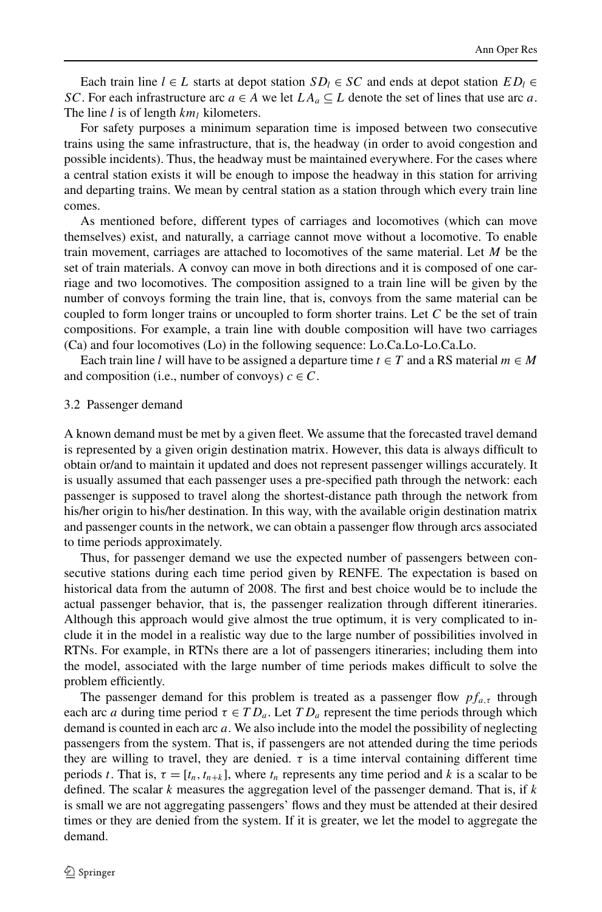Each train line $l \in L$ starts at depot station $SD_l \in SC$ and ends at depot station $ED_l \in SC$. For each infrastructure arc $a \in A$ we let $LA_a \subseteq L$ denote the set of lines that use arc $a$. The line $l$ is of length $km_l$ kilometers.

For safety purposes a minimum separation time is imposed between two consecutive trains using the same infrastructure, that is, the headway (in order to avoid congestion and possible incidents). Thus, the headway must be maintained everywhere. For the cases where a central station exists it will be enough to impose the headway in this station for arriving and departing trains. We mean by central station as a station through which every train line comes.

As mentioned before, different types of carriages and locomotives (which can move themselves) exist, and naturally, a carriage cannot move without a locomotive. To enable train movement, carriages are attached to locomotives of the same material. Let $M$ be the set of train materials. A convoy can move in both directions and it is composed of one carriage and two locomotives. The composition assigned to a train line will be given by the number of convoys forming the train line, that is, convoys from the same material can be coupled to form longer trains or uncoupled to form shorter trains. Let $C$ be the set of train compositions. For example, a train line with double composition will have two carriages (Ca) and four locomotives (Lo) in the following sequence: Lo.Ca.Lo-Lo.Ca.Lo.

Each train line $l$ will have to be assigned a departure time $t \in T$ and a RS material $m \in M$ and composition (i.e., number of convoys) $c \in C$.

### 3.2 Passenger demand

A known demand must be met by a given fleet. We assume that the forecasted travel demand is represented by a given origin destination matrix. However, this data is always difficult to obtain or/and to maintain it updated and does not represent passenger willings accurately. It is usually assumed that each passenger uses a pre-specified path through the network: each passenger is supposed to travel along the shortest-distance path through the network from his/her origin to his/her destination. In this way, with the available origin destination matrix and passenger counts in the network, we can obtain a passenger flow through arcs associated to time periods approximately.

Thus, for passenger demand we use the expected number of passengers between consecutive stations during each time period given by RENFE. The expectation is based on historical data from the autumn of 2008. The first and best choice would be to include the actual passenger behavior, that is, the passenger realization through different itineraries. Although this approach would give almost the true optimum, it is very complicated to include it in the model in a realistic way due to the large number of possibilities involved in RTNs. For example, in RTNs there are a lot of passengers itineraries; including them into the model, associated with the large number of time periods makes difficult to solve the problem efficiently.

The passenger demand for this problem is treated as a passenger flow $pf_{a,\tau}$ through each arc $a$ during time period $\tau \in TD_a$. Let $TD_a$ represent the time periods through which demand is counted in each arc $a$. We also include into the model the possibility of neglecting passengers from the system. That is, if passengers are not attended during the time periods they are willing to travel, they are denied. $\tau$ is a time interval containing different time periods $t$. That is, $\tau = [t_n, t_{n+k}]$, where $t_n$ represents any time period and $k$ is a scalar to be defined. The scalar $k$ measures the aggregation level of the passenger demand. That is, if $k$ is small we are not aggregating passengers' flows and they must be attended at their desired times or they are denied from the system. If it is greater, we let the model to aggregate the demand.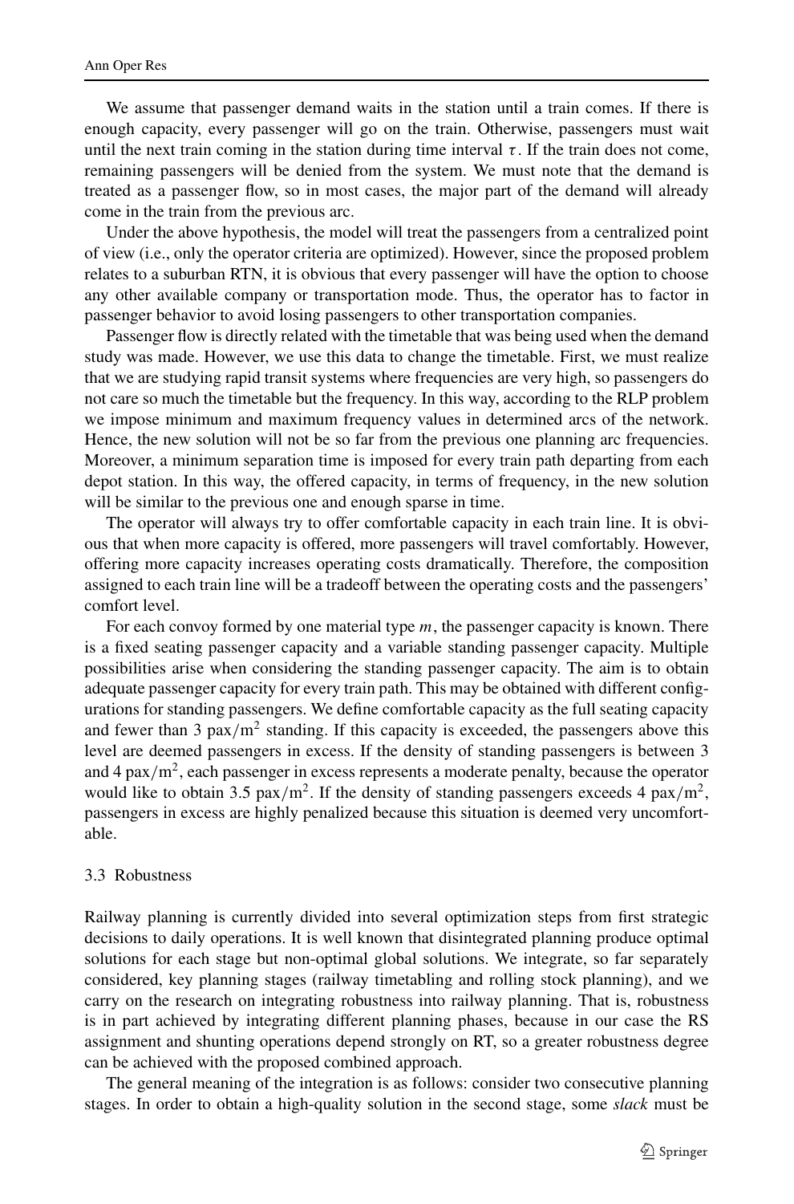We assume that passenger demand waits in the station until a train comes. If there is enough capacity, every passenger will go on the train. Otherwise, passengers must wait until the next train coming in the station during time interval $\tau$. If the train does not come, remaining passengers will be denied from the system. We must note that the demand is treated as a passenger flow, so in most cases, the major part of the demand will already come in the train from the previous arc.

Under the above hypothesis, the model will treat the passengers from a centralized point of view (i.e., only the operator criteria are optimized). However, since the proposed problem relates to a suburban RTN, it is obvious that every passenger will have the option to choose any other available company or transportation mode. Thus, the operator has to factor in passenger behavior to avoid losing passengers to other transportation companies.

Passenger flow is directly related with the timetable that was being used when the demand study was made. However, we use this data to change the timetable. First, we must realize that we are studying rapid transit systems where frequencies are very high, so passengers do not care so much the timetable but the frequency. In this way, according to the RLP problem we impose minimum and maximum frequency values in determined arcs of the network. Hence, the new solution will not be so far from the previous one planning arc frequencies. Moreover, a minimum separation time is imposed for every train path departing from each depot station. In this way, the offered capacity, in terms of frequency, in the new solution will be similar to the previous one and enough sparse in time.

The operator will always try to offer comfortable capacity in each train line. It is obvious that when more capacity is offered, more passengers will travel comfortably. However, offering more capacity increases operating costs dramatically. Therefore, the composition assigned to each train line will be a tradeoff between the operating costs and the passengers' comfort level.

For each convoy formed by one material type $m$, the passenger capacity is known. There is a fixed seating passenger capacity and a variable standing passenger capacity. Multiple possibilities arise when considering the standing passenger capacity. The aim is to obtain adequate passenger capacity for every train path. This may be obtained with different configurations for standing passengers. We define comfortable capacity as the full seating capacity and fewer than 3 pax/m$^2$ standing. If this capacity is exceeded, the passengers above this level are deemed passengers in excess. If the density of standing passengers is between 3 and 4 pax/m$^2$, each passenger in excess represents a moderate penalty, because the operator would like to obtain 3.5 pax/m$^2$. If the density of standing passengers exceeds 4 pax/m$^2$, passengers in excess are highly penalized because this situation is deemed very uncomfortable.

### 3.3 Robustness

Railway planning is currently divided into several optimization steps from first strategic decisions to daily operations. It is well known that disintegrated planning produce optimal solutions for each stage but non-optimal global solutions. We integrate, so far separately considered, key planning stages (railway timetabling and rolling stock planning), and we carry on the research on integrating robustness into railway planning. That is, robustness is in part achieved by integrating different planning phases, because in our case the RS assignment and shunting operations depend strongly on RT, so a greater robustness degree can be achieved with the proposed combined approach.

The general meaning of the integration is as follows: consider two consecutive planning stages. In order to obtain a high-quality solution in the second stage, some *slack* must be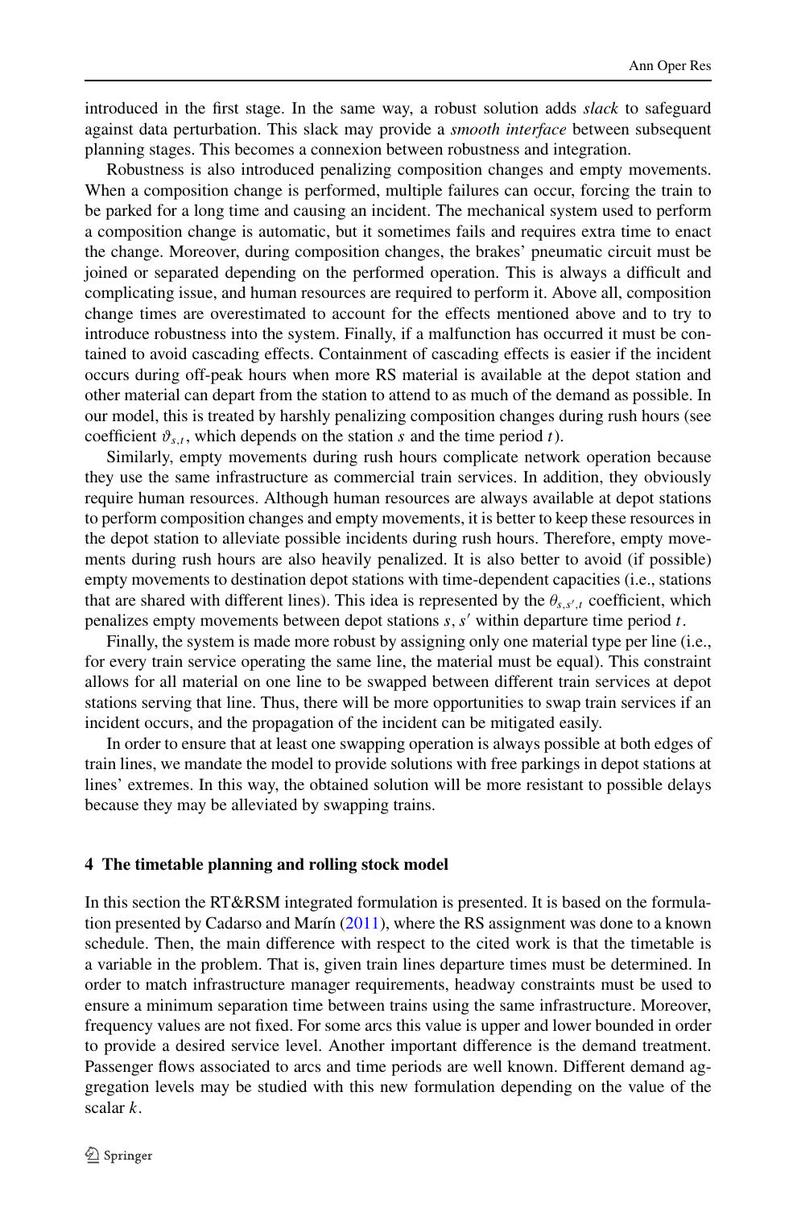introduced in the first stage. In the same way, a robust solution adds *slack* to safeguard against data perturbation. This slack may provide a *smooth interface* between subsequent planning stages. This becomes a connexion between robustness and integration.

Robustness is also introduced penalizing composition changes and empty movements. When a composition change is performed, multiple failures can occur, forcing the train to be parked for a long time and causing an incident. The mechanical system used to perform a composition change is automatic, but it sometimes fails and requires extra time to enact the change. Moreover, during composition changes, the brakes' pneumatic circuit must be joined or separated depending on the performed operation. This is always a difficult and complicating issue, and human resources are required to perform it. Above all, composition change times are overestimated to account for the effects mentioned above and to try to introduce robustness into the system. Finally, if a malfunction has occurred it must be contained to avoid cascading effects. Containment of cascading effects is easier if the incident occurs during off-peak hours when more RS material is available at the depot station and other material can depart from the station to attend to as much of the demand as possible. In our model, this is treated by harshly penalizing composition changes during rush hours (see coefficient $\vartheta_{s,t}$, which depends on the station $s$ and the time period $t$).

Similarly, empty movements during rush hours complicate network operation because they use the same infrastructure as commercial train services. In addition, they obviously require human resources. Although human resources are always available at depot stations to perform composition changes and empty movements, it is better to keep these resources in the depot station to alleviate possible incidents during rush hours. Therefore, empty movements during rush hours are also heavily penalized. It is also better to avoid (if possible) empty movements to destination depot stations with time-dependent capacities (i.e., stations that are shared with different lines). This idea is represented by the $\theta_{s,s',t}$ coefficient, which penalizes empty movements between depot stations $s, s'$ within departure time period $t$.

Finally, the system is made more robust by assigning only one material type per line (i.e., for every train service operating the same line, the material must be equal). This constraint allows for all material on one line to be swapped between different train services at depot stations serving that line. Thus, there will be more opportunities to swap train services if an incident occurs, and the propagation of the incident can be mitigated easily.

In order to ensure that at least one swapping operation is always possible at both edges of train lines, we mandate the model to provide solutions with free parkings in depot stations at lines' extremes. In this way, the obtained solution will be more resistant to possible delays because they may be alleviated by swapping trains.

## 4 The timetable planning and rolling stock model

In this section the RT&RSM integrated formulation is presented. It is based on the formulation presented by Cadarso and Marín (2011), where the RS assignment was done to a known schedule. Then, the main difference with respect to the cited work is that the timetable is a variable in the problem. That is, given train lines departure times must be determined. In order to match infrastructure manager requirements, headway constraints must be used to ensure a minimum separation time between trains using the same infrastructure. Moreover, frequency values are not fixed. For some arcs this value is upper and lower bounded in order to provide a desired service level. Another important difference is the demand treatment. Passenger flows associated to arcs and time periods are well known. Different demand aggregation levels may be studied with this new formulation depending on the value of the scalar $k$.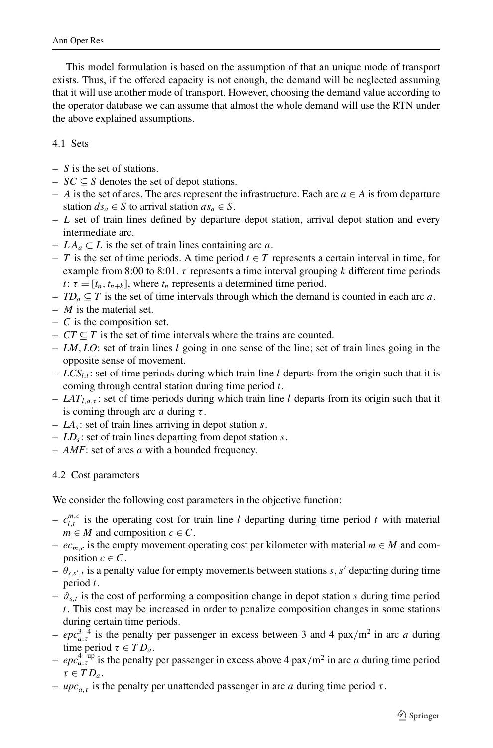This model formulation is based on the assumption of that an unique mode of transport exists. Thus, if the offered capacity is not enough, the demand will be neglected assuming that it will use another mode of transport. However, choosing the demand value according to the operator database we can assume that almost the whole demand will use the RTN under the above explained assumptions.

### 4.1 Sets

- $S$ is the set of stations.
- $SC \subseteq S$ denotes the set of depot stations.
- $A$ is the set of arcs. The arcs represent the infrastructure. Each arc $a \in A$ is from departure station $ds_a \in S$ to arrival station $as_a \in S$.
- $L$ set of train lines defined by departure depot station, arrival depot station and every intermediate arc.
- $LA_a \subset L$ is the set of train lines containing arc $a$.
- $T$ is the set of time periods. A time period $t \in T$ represents a certain interval in time, for example from 8:00 to 8:01. $\tau$ represents a time interval grouping $k$ different time periods $t$: $\tau = [t_n, t_{n+k}]$, where $t_n$ represents a determined time period.
- $TD_a \subseteq T$ is the set of time intervals through which the demand is counted in each arc $a$.
- $M$ is the material set.
- $C$ is the composition set.
- $CT \subseteq T$ is the set of time intervals where the trains are counted.
- $LM, LO$: set of train lines $l$ going in one sense of the line; set of train lines going in the opposite sense of movement.
- $LCS_{l,t}$: set of time periods during which train line $l$ departs from the origin such that it is coming through central station during time period $t$.
- $LAT_{l,a,\tau}$: set of time periods during which train line $l$ departs from its origin such that it is coming through arc $a$ during $\tau$.
- $LA_s$: set of train lines arriving in depot station $s$.
- $LD_s$: set of train lines departing from depot station $s$.
- $AMF$: set of arcs $a$ with a bounded frequency.

### 4.2 Cost parameters

We consider the following cost parameters in the objective function:

- $c_{l,t}^{m,c}$ is the operating cost for train line $l$ departing during time period $t$ with material $m \in M$ and composition $c \in C$.
- $ec_{m,c}$ is the empty movement operating cost per kilometer with material $m \in M$ and composition $c \in C$.
- $\theta_{s,s',t}$ is a penalty value for empty movements between stations $s, s'$ departing during time period $t$.
- $\vartheta_{s,t}$ is the cost of performing a composition change in depot station $s$ during time period $t$. This cost may be increased in order to penalize composition changes in some stations during certain time periods.
- $epc_{a,\tau}^{3-4}$ is the penalty per passenger in excess between 3 and 4 pax/m$^2$ in arc $a$ during time period $\tau \in TD_a$.
- $epc_{a,\tau}^{4-\text{up}}$ is the penalty per passenger in excess above 4 pax/m$^2$ in arc $a$ during time period $\tau \in TD_a$.
- $upc_{a,\tau}$ is the penalty per unattended passenger in arc $a$ during time period $\tau$.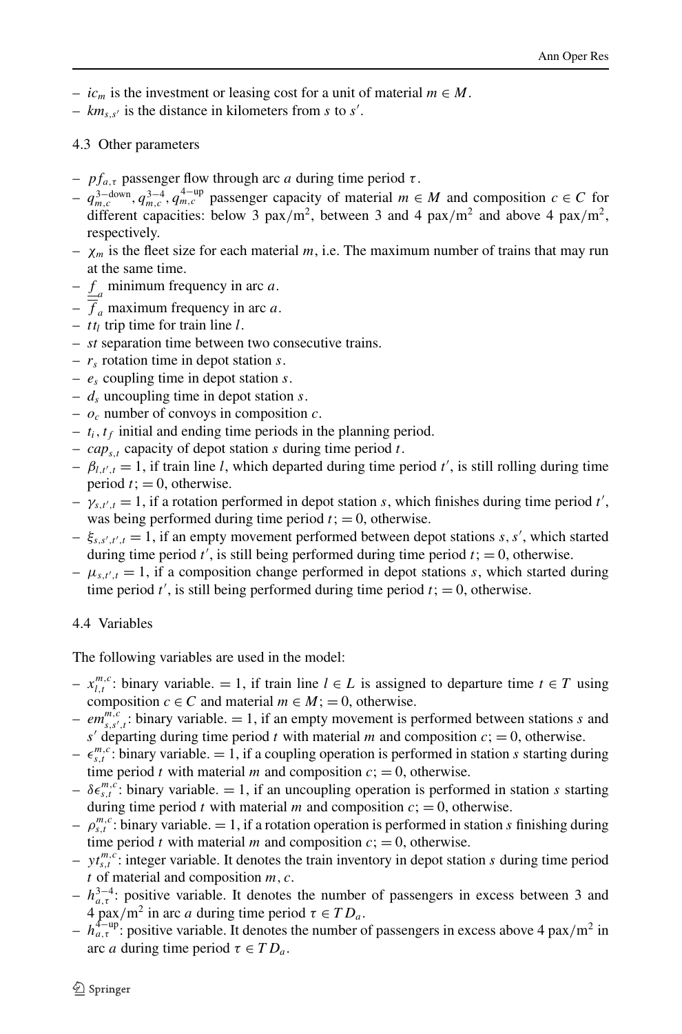- $ic_m$ is the investment or leasing cost for a unit of material $m \in M$.
- $km_{s,s'}$ is the distance in kilometers from $s$ to $s'$.

### 4.3 Other parameters

- $pf_{a,\tau}$ passenger flow through arc $a$ during time period $\tau$.
- $q_{m,c}^{3-\text{down}}, q_{m,c}^{3-4}, q_{m,c}^{4-\text{up}}$ passenger capacity of material $m \in M$ and composition $c \in C$ for different capacities: below 3 pax/m$^2$, between 3 and 4 pax/m$^2$ and above 4 pax/m$^2$, respectively.
- $\chi_m$ is the fleet size for each material $m$, i.e. The maximum number of trains that may run at the same time.
- $\underline{\underline{f}}_a$ minimum frequency in arc $a$.
- $\overline{\overline{f}}_a$ maximum frequency in arc $a$.
- $tt_l$ trip time for train line $l$.
- $st$ separation time between two consecutive trains.
- $r_s$ rotation time in depot station $s$.
- $e_s$ coupling time in depot station $s$.
- $d_s$ uncoupling time in depot station $s$.
- $o_c$ number of convoys in composition $c$.
- $t_i, t_f$ initial and ending time periods in the planning period.
- $cap_{s,t}$ capacity of depot station $s$ during time period $t$.
- $\beta_{l,t',t} = 1$, if train line $l$, which departed during time period $t'$, is still rolling during time period $t$; $= 0$, otherwise.
- $\gamma_{s,t',t} = 1$, if a rotation performed in depot station $s$, which finishes during time period $t'$, was being performed during time period $t$; $= 0$, otherwise.
- $\xi_{s,s',t',t} = 1$, if an empty movement performed between depot stations $s, s'$, which started during time period $t'$, is still being performed during time period $t$; $= 0$, otherwise.
- $\mu_{s,t',t} = 1$, if a composition change performed in depot stations $s$, which started during time period $t'$, is still being performed during time period $t$; $= 0$, otherwise.

### 4.4 Variables

The following variables are used in the model:

- $x_{l,t}^{m,c}$: binary variable. $= 1$, if train line $l \in L$ is assigned to departure time $t \in T$ using composition $c \in C$ and material $m \in M$; $= 0$, otherwise.
- $em_{s,s',t}^{m,c}$: binary variable. $= 1$, if an empty movement is performed between stations $s$ and $s'$ departing during time period $t$ with material $m$ and composition $c$; $= 0$, otherwise.
- $\epsilon_{s,t}^{m,c}$: binary variable. $= 1$, if a coupling operation is performed in station $s$ starting during time period $t$ with material $m$ and composition $c$; $= 0$, otherwise.
- $\delta\epsilon_{s,t}^{m,c}$: binary variable. $= 1$, if an uncoupling operation is performed in station $s$ starting during time period $t$ with material $m$ and composition $c$; $= 0$, otherwise.
- $\rho_{s,t}^{m,c}$: binary variable. $= 1$, if a rotation operation is performed in station $s$ finishing during time period $t$ with material $m$ and composition $c$; $= 0$, otherwise.
- $yt_{s,t}^{m,c}$: integer variable. It denotes the train inventory in depot station $s$ during time period $t$ of material and composition $m, c$.
- $h_{a,\tau}^{3-4}$: positive variable. It denotes the number of passengers in excess between 3 and 4 pax/m$^2$ in arc $a$ during time period $\tau \in TD_a$.
- $h_{a,\tau}^{4-\text{up}}$: positive variable. It denotes the number of passengers in excess above 4 pax/m$^2$ in arc $a$ during time period $\tau \in TD_a$.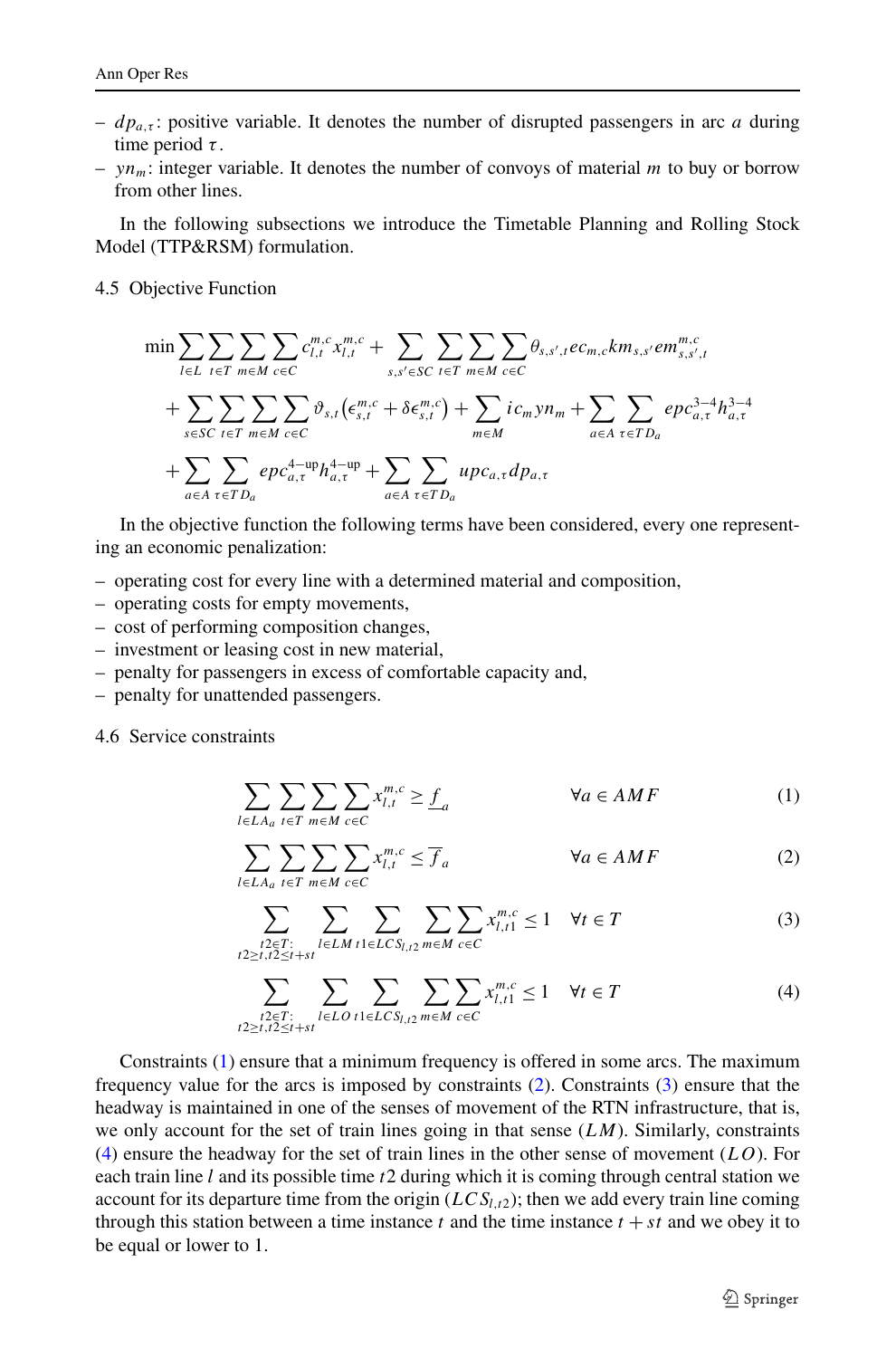- $dp_{a,\tau}$: positive variable. It denotes the number of disrupted passengers in arc $a$ during time period $\tau$.
- $yn_m$: integer variable. It denotes the number of convoys of material $m$ to buy or borrow from other lines.

In the following subsections we introduce the Timetable Planning and Rolling Stock Model (TTP&RSM) formulation.

### 4.5 Objective Function

$$
\begin{aligned}
\min & \sum_{l\in L}\sum_{t\in T}\sum_{m\in M}\sum_{c\in C} c_{l,t}^{m,c} x_{l,t}^{m,c} + \sum_{s,s'\in SC}\sum_{t\in T}\sum_{m\in M}\sum_{c\in C} \theta_{s,s',t}\, ec_{m,c}\, km_{s,s'}\, em_{s,s',t}^{m,c} \\
& + \sum_{s\in SC}\sum_{t\in T}\sum_{m\in M}\sum_{c\in C} \vartheta_{s,t}\left(\epsilon_{s,t}^{m,c} + \delta\epsilon_{s,t}^{m,c}\right) + \sum_{m\in M} ic_m\, yn_m + \sum_{a\in A}\sum_{\tau\in TD_a} epc_{a,\tau}^{3-4} h_{a,\tau}^{3-4} \\
& + \sum_{a\in A}\sum_{\tau\in TD_a} epc_{a,\tau}^{4-\mathrm{up}} h_{a,\tau}^{4-\mathrm{up}} + \sum_{a\in A}\sum_{\tau\in TD_a} upc_{a,\tau}\, dp_{a,\tau}
\end{aligned}
$$

In the objective function the following terms have been considered, every one representing an economic penalization:

- operating cost for every line with a determined material and composition,
- operating costs for empty movements,
- cost of performing composition changes,
- investment or leasing cost in new material,
- penalty for passengers in excess of comfortable capacity and,
- penalty for unattended passengers.

### 4.6 Service constraints

$$
\sum_{l\in LA_a}\sum_{t\in T}\sum_{m\in M}\sum_{c\in C} x_{l,t}^{m,c} \geq \underline{f}_a \qquad \forall a \in AMF \tag{1}
$$

$$
\sum_{l\in LA_a}\sum_{t\in T}\sum_{m\in M}\sum_{c\in C} x_{l,t}^{m,c} \leq \overline{f}_a \qquad \forall a \in AMF \tag{2}
$$

$$
\sum_{\substack{t2\in T:\\ t2\geq t, t2\leq t+st}}\ \sum_{l\in LM}\ \sum_{t1\in LCS_{l,t2}}\ \sum_{m\in M}\sum_{c\in C} x_{l,t1}^{m,c} \leq 1 \quad \forall t \in T \tag{3}
$$

$$
\sum_{\substack{t2\in T:\\ t2\geq t, t2\leq t+st}}\ \sum_{l\in LO}\ \sum_{t1\in LCS_{l,t2}}\ \sum_{m\in M}\sum_{c\in C} x_{l,t1}^{m,c} \leq 1 \quad \forall t \in T \tag{4}
$$

Constraints (1) ensure that a minimum frequency is offered in some arcs. The maximum frequency value for the arcs is imposed by constraints (2). Constraints (3) ensure that the headway is maintained in one of the senses of movement of the RTN infrastructure, that is, we only account for the set of train lines going in that sense ($LM$). Similarly, constraints (4) ensure the headway for the set of train lines in the other sense of movement ($LO$). For each train line $l$ and its possible time $t2$ during which it is coming through central station we account for its departure time from the origin ($LCS_{l,t2}$); then we add every train line coming through this station between a time instance $t$ and the time instance $t + st$ and we obey it to be equal or lower to 1.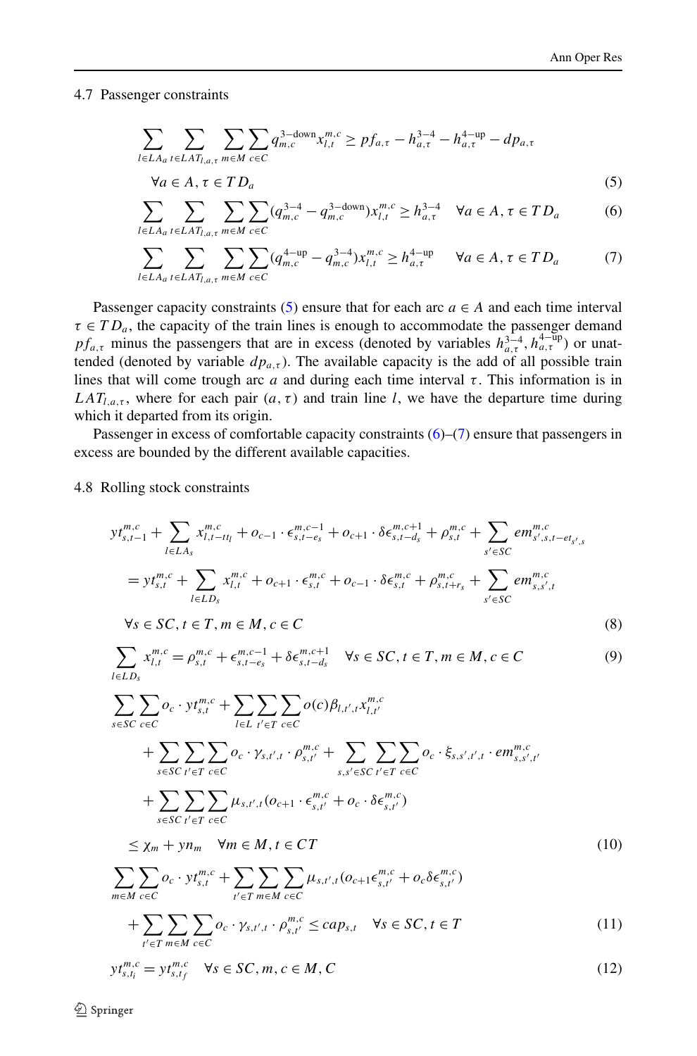### 4.7 Passenger constraints

$$\sum_{l\in LA_a}\sum_{t\in LAT_{l,a,\tau}}\sum_{m\in M}\sum_{c\in C} q^{3-\text{down}}_{m,c} x^{m,c}_{l,t} \geq pf_{a,\tau} - h^{3-4}_{a,\tau} - h^{4-\text{up}}_{a,\tau} - dp_{a,\tau}$$

$$\forall a \in A, \tau \in TD_a \tag{5}$$

$$\sum_{l\in LA_a}\sum_{t\in LAT_{l,a,\tau}}\sum_{m\in M}\sum_{c\in C} (q^{3-4}_{m,c} - q^{3-\text{down}}_{m,c}) x^{m,c}_{l,t} \geq h^{3-4}_{a,\tau} \quad \forall a \in A, \tau \in TD_a \tag{6}$$

$$\sum_{l\in LA_a}\sum_{t\in LAT_{l,a,\tau}}\sum_{m\in M}\sum_{c\in C} (q^{4-\text{up}}_{m,c} - q^{3-4}_{m,c}) x^{m,c}_{l,t} \geq h^{4-\text{up}}_{a,\tau} \quad \forall a \in A, \tau \in TD_a \tag{7}$$

Passenger capacity constraints (5) ensure that for each arc $a \in A$ and each time interval $\tau \in TD_a$, the capacity of the train lines is enough to accommodate the passenger demand $pf_{a,\tau}$ minus the passengers that are in excess (denoted by variables $h^{3-4}_{a,\tau}, h^{4-\text{up}}_{a,\tau}$) or unattended (denoted by variable $dp_{a,\tau}$). The available capacity is the add of all possible train lines that will come trough arc $a$ and during each time interval $\tau$. This information is in $LAT_{l,a,\tau}$, where for each pair $(a,\tau)$ and train line $l$, we have the departure time during which it departed from its origin.

Passenger in excess of comfortable capacity constraints (6)–(7) ensure that passengers in excess are bounded by the different available capacities.

### 4.8 Rolling stock constraints

$$yt^{m,c}_{s,t-1} + \sum_{l\in LA_s} x^{m,c}_{l,t-tt_l} + o_{c-1}\cdot\epsilon^{m,c-1}_{s,t-e_s} + o_{c+1}\cdot\delta\epsilon^{m,c+1}_{s,t-d_s} + \rho^{m,c}_{s,t} + \sum_{s'\in SC} em^{m,c}_{s',s,t-et_{s',s}}$$

$$= yt^{m,c}_{s,t} + \sum_{l\in LD_s} x^{m,c}_{l,t} + o_{c+1}\cdot\epsilon^{m,c}_{s,t} + o_{c-1}\cdot\delta\epsilon^{m,c}_{s,t} + \rho^{m,c}_{s,t+r_s} + \sum_{s'\in SC} em^{m,c}_{s,s',t}$$

$$\forall s \in SC, t \in T, m \in M, c \in C \tag{8}$$

$$\sum_{l\in LD_s} x^{m,c}_{l,t} = \rho^{m,c}_{s,t} + \epsilon^{m,c-1}_{s,t-e_s} + \delta\epsilon^{m,c+1}_{s,t-d_s} \quad \forall s \in SC, t \in T, m \in M, c \in C \tag{9}$$

$$\sum_{s\in SC}\sum_{c\in C} o_c \cdot yt^{m,c}_{s,t} + \sum_{l\in L}\sum_{t'\in T}\sum_{c\in C} o(c)\beta_{l,t',t} x^{m,c}_{l,t'}$$

$$+ \sum_{s\in SC}\sum_{t'\in T}\sum_{c\in C} o_c\cdot\gamma_{s,t',t}\cdot\rho^{m,c}_{s,t'} + \sum_{s,s'\in SC}\sum_{t'\in T}\sum_{c\in C} o_c\cdot\xi_{s,s',t',t}\cdot em^{m,c}_{s,s',t'}$$

$$+ \sum_{s\in SC}\sum_{t'\in T}\sum_{c\in C} \mu_{s,t',t}(o_{c+1}\cdot\epsilon^{m,c}_{s,t'} + o_c\cdot\delta\epsilon^{m,c}_{s,t'})$$

$$\leq \chi_m + yn_m \quad \forall m \in M, t \in CT \tag{10}$$

$$\sum_{m\in M}\sum_{c\in C} o_c\cdot yt^{m,c}_{s,t} + \sum_{t'\in T}\sum_{m\in M}\sum_{c\in C} \mu_{s,t',t}(o_{c+1}\epsilon^{m,c}_{s,t'} + o_c\delta\epsilon^{m,c}_{s,t'})$$

$$+ \sum_{t'\in T}\sum_{m\in M}\sum_{c\in C} o_c\cdot\gamma_{s,t',t}\cdot\rho^{m,c}_{s,t'} \leq cap_{s,t} \quad \forall s \in SC, t \in T \tag{11}$$

$$yt^{m,c}_{s,t_i} = yt^{m,c}_{s,t_f} \quad \forall s \in SC, m, c \in M, C \tag{12}$$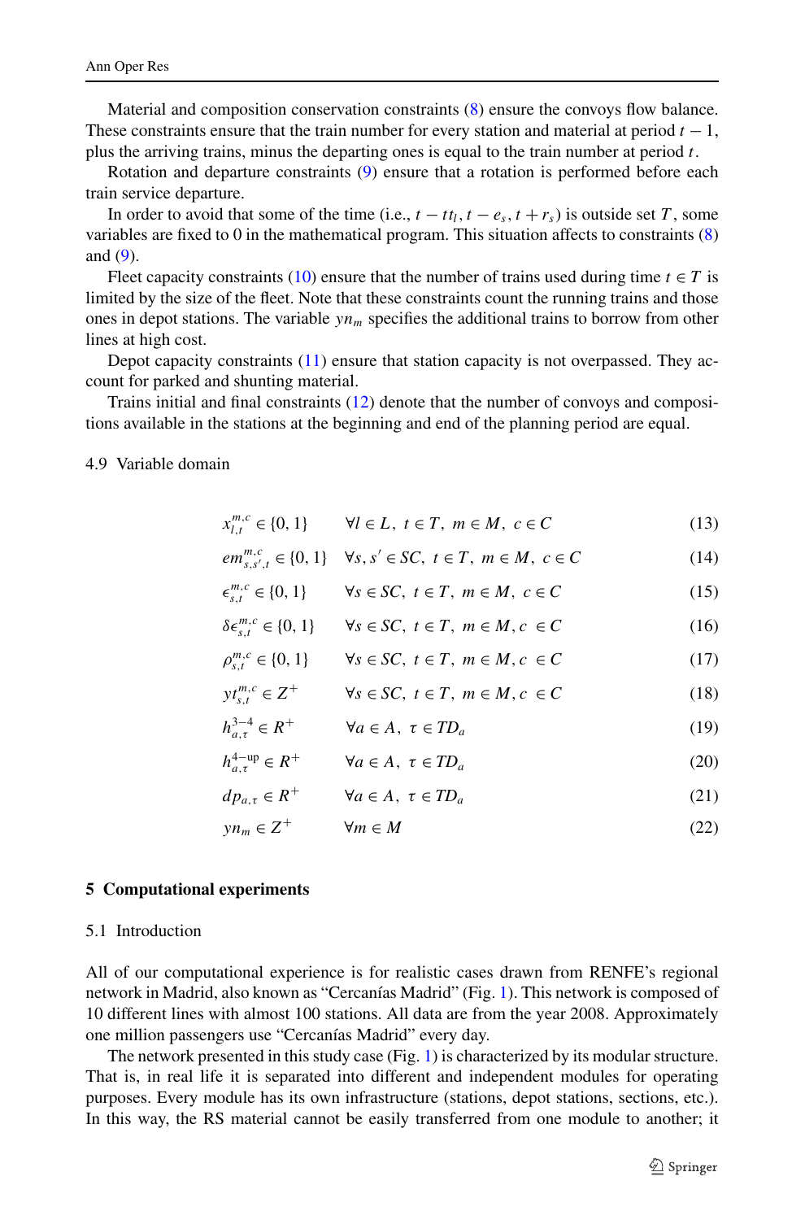Material and composition conservation constraints (8) ensure the convoys flow balance. These constraints ensure that the train number for every station and material at period $t-1$, plus the arriving trains, minus the departing ones is equal to the train number at period $t$.

Rotation and departure constraints (9) ensure that a rotation is performed before each train service departure.

In order to avoid that some of the time (i.e., $t - tt_l, t - e_s, t + r_s$) is outside set $T$, some variables are fixed to 0 in the mathematical program. This situation affects to constraints (8) and (9).

Fleet capacity constraints (10) ensure that the number of trains used during time $t \in T$ is limited by the size of the fleet. Note that these constraints count the running trains and those ones in depot stations. The variable $yn_m$ specifies the additional trains to borrow from other lines at high cost.

Depot capacity constraints (11) ensure that station capacity is not overpassed. They account for parked and shunting material.

Trains initial and final constraints (12) denote that the number of convoys and compositions available in the stations at the beginning and end of the planning period are equal.

### 4.9 Variable domain

$$x_{l,t}^{m,c} \in \{0,1\} \qquad \forall l \in L,\ t \in T,\ m \in M,\ c \in C \tag{13}$$

$$em_{s,s',t}^{m,c} \in \{0,1\} \qquad \forall s, s' \in SC,\ t \in T,\ m \in M,\ c \in C \tag{14}$$

$$\epsilon_{s,t}^{m,c} \in \{0,1\} \qquad \forall s \in SC,\ t \in T,\ m \in M,\ c \in C \tag{15}$$

$$\delta\epsilon_{s,t}^{m,c} \in \{0,1\} \qquad \forall s \in SC,\ t \in T,\ m \in M, c\ \in C \tag{16}$$

$$\rho_{s,t}^{m,c} \in \{0,1\} \qquad \forall s \in SC,\ t \in T,\ m \in M, c\ \in C \tag{17}$$

$$yt_{s,t}^{m,c} \in Z^+ \qquad \forall s \in SC,\ t \in T,\ m \in M, c\ \in C \tag{18}$$

$$h_{a,\tau}^{3-4} \in R^+ \qquad \forall a \in A,\ \tau \in TD_a \tag{19}$$

$$h_{a,\tau}^{4-\text{up}} \in R^+ \qquad \forall a \in A,\ \tau \in TD_a \tag{20}$$

$$dp_{a,\tau} \in R^+ \qquad \forall a \in A,\ \tau \in TD_a \tag{21}$$

$$yn_m \in Z^+ \qquad \forall m \in M \tag{22}$$

## 5 Computational experiments

### 5.1 Introduction

All of our computational experience is for realistic cases drawn from RENFE's regional network in Madrid, also known as "Cercanías Madrid" (Fig. 1). This network is composed of 10 different lines with almost 100 stations. All data are from the year 2008. Approximately one million passengers use "Cercanías Madrid" every day.

The network presented in this study case (Fig. 1) is characterized by its modular structure. That is, in real life it is separated into different and independent modules for operating purposes. Every module has its own infrastructure (stations, depot stations, sections, etc.). In this way, the RS material cannot be easily transferred from one module to another; it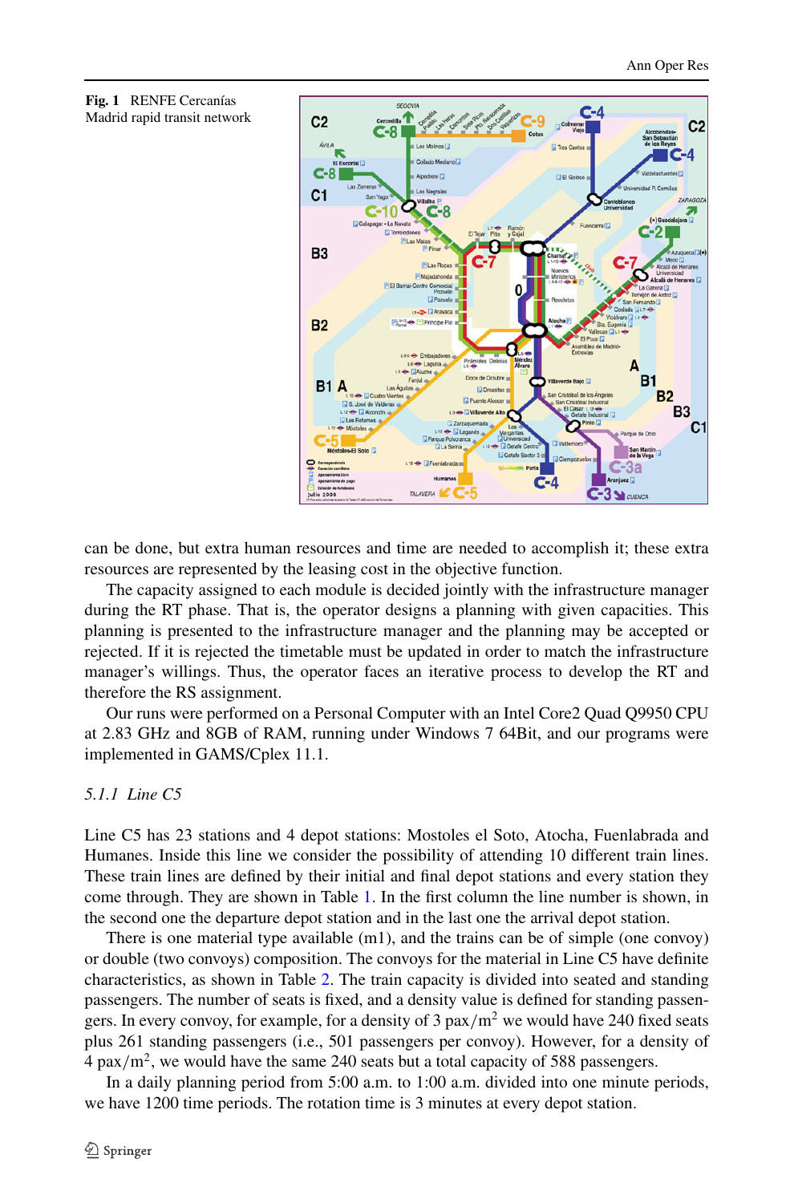**Fig. 1** RENFE Cercanías Madrid rapid transit network

can be done, but extra human resources and time are needed to accomplish it; these extra resources are represented by the leasing cost in the objective function.

The capacity assigned to each module is decided jointly with the infrastructure manager during the RT phase. That is, the operator designs a planning with given capacities. This planning is presented to the infrastructure manager and the planning may be accepted or rejected. If it is rejected the timetable must be updated in order to match the infrastructure manager's willings. Thus, the operator faces an iterative process to develop the RT and therefore the RS assignment.

Our runs were performed on a Personal Computer with an Intel Core2 Quad Q9950 CPU at 2.83 GHz and 8GB of RAM, running under Windows 7 64Bit, and our programs were implemented in GAMS/Cplex 11.1.

### 5.1.1 *Line C5*

Line C5 has 23 stations and 4 depot stations: Mostoles el Soto, Atocha, Fuenlabrada and Humanes. Inside this line we consider the possibility of attending 10 different train lines. These train lines are defined by their initial and final depot stations and every station they come through. They are shown in Table 1. In the first column the line number is shown, in the second one the departure depot station and in the last one the arrival depot station.

There is one material type available (m1), and the trains can be of simple (one convoy) or double (two convoys) composition. The convoys for the material in Line C5 have definite characteristics, as shown in Table 2. The train capacity is divided into seated and standing passengers. The number of seats is fixed, and a density value is defined for standing passengers. In every convoy, for example, for a density of 3 pax/m$^2$ we would have 240 fixed seats plus 261 standing passengers (i.e., 501 passengers per convoy). However, for a density of 4 pax/m$^2$, we would have the same 240 seats but a total capacity of 588 passengers.

In a daily planning period from 5:00 a.m. to 1:00 a.m. divided into one minute periods, we have 1200 time periods. The rotation time is 3 minutes at every depot station.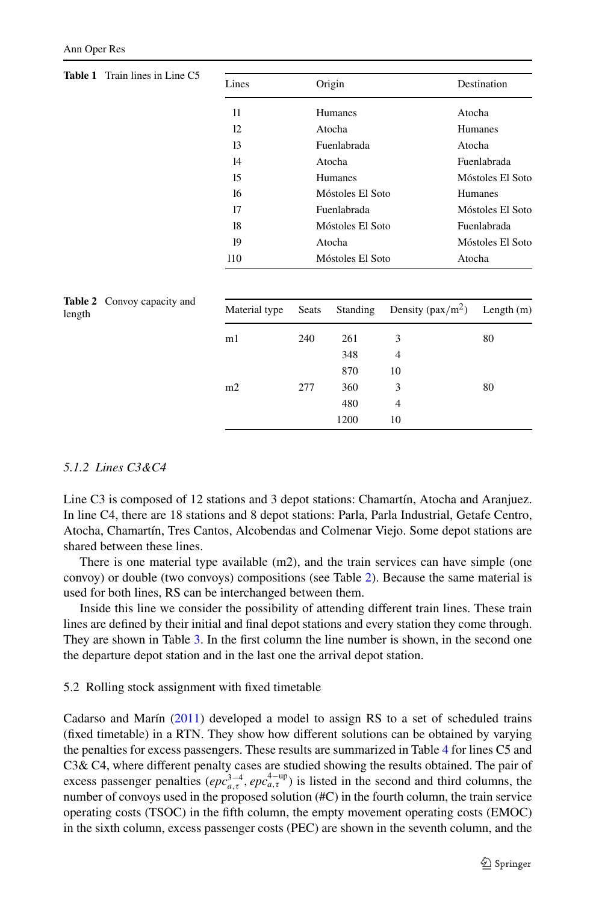**Table 1** Train lines in Line C5

| Lines | Origin | Destination |
|---|---|---|
| l1 | Humanes | Atocha |
| l2 | Atocha | Humanes |
| l3 | Fuenlabrada | Atocha |
| l4 | Atocha | Fuenlabrada |
| l5 | Humanes | Móstoles El Soto |
| l6 | Móstoles El Soto | Humanes |
| l7 | Fuenlabrada | Móstoles El Soto |
| l8 | Móstoles El Soto | Fuenlabrada |
| l9 | Atocha | Móstoles El Soto |
| l10 | Móstoles El Soto | Atocha |

**Table 2** Convoy capacity and length

| Material type | Seats | Standing | Density (pax/m$^2$) | Length (m) |
|---|---|---|---|---|
| m1 | 240 | 261 | 3 | 80 |
| | | 348 | 4 | |
| | | 870 | 10 | |
| m2 | 277 | 360 | 3 | 80 |
| | | 480 | 4 | |
| | | 1200 | 10 | |

#### *5.1.2 Lines C3&C4*

Line C3 is composed of 12 stations and 3 depot stations: Chamartín, Atocha and Aranjuez. In line C4, there are 18 stations and 8 depot stations: Parla, Parla Industrial, Getafe Centro, Atocha, Chamartín, Tres Cantos, Alcobendas and Colmenar Viejo. Some depot stations are shared between these lines.

There is one material type available (m2), and the train services can have simple (one convoy) or double (two convoys) compositions (see Table 2). Because the same material is used for both lines, RS can be interchanged between them.

Inside this line we consider the possibility of attending different train lines. These train lines are defined by their initial and final depot stations and every station they come through. They are shown in Table 3. In the first column the line number is shown, in the second one the departure depot station and in the last one the arrival depot station.

### 5.2 Rolling stock assignment with fixed timetable

Cadarso and Marín (2011) developed a model to assign RS to a set of scheduled trains (fixed timetable) in a RTN. They show how different solutions can be obtained by varying the penalties for excess passengers. These results are summarized in Table 4 for lines C5 and C3& C4, where different penalty cases are studied showing the results obtained. The pair of excess passenger penalties ($epc_{a,\tau}^{3-4}$, $epc_{a,\tau}^{4-\text{up}}$) is listed in the second and third columns, the number of convoys used in the proposed solution (#C) in the fourth column, the train service operating costs (TSOC) in the fifth column, the empty movement operating costs (EMOC) in the sixth column, excess passenger costs (PEC) are shown in the seventh column, and the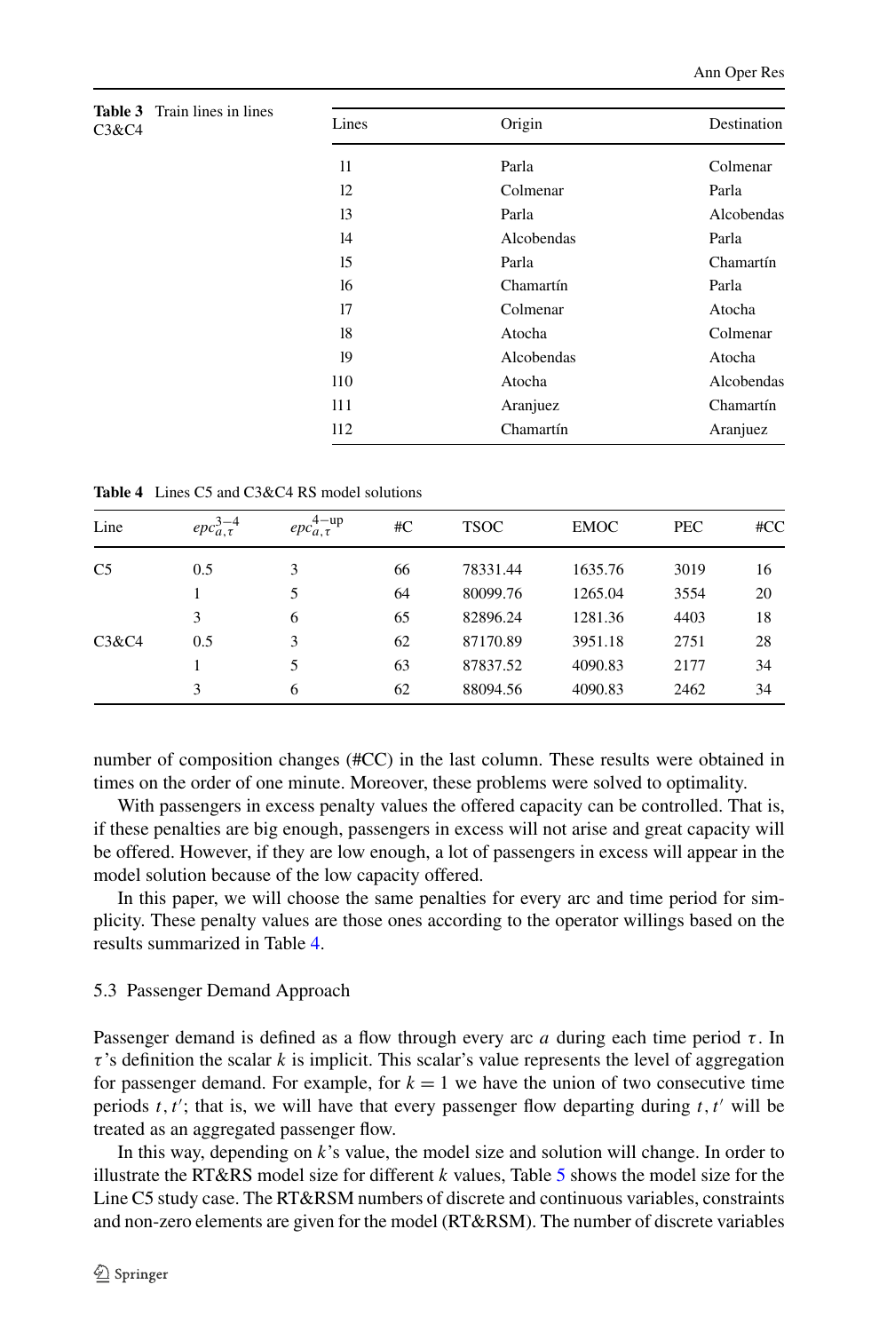**Table 3** Train lines in lines C3&C4

| Lines | Origin | Destination |
|---|---|---|
| l1 | Parla | Colmenar |
| l2 | Colmenar | Parla |
| l3 | Parla | Alcobendas |
| l4 | Alcobendas | Parla |
| l5 | Parla | Chamartín |
| l6 | Chamartín | Parla |
| l7 | Colmenar | Atocha |
| l8 | Atocha | Colmenar |
| l9 | Alcobendas | Atocha |
| l10 | Atocha | Alcobendas |
| l11 | Aranjuez | Chamartín |
| l12 | Chamartín | Aranjuez |

**Table 4** Lines C5 and C3&C4 RS model solutions

| Line | $epc_{a,\tau}^{3-4}$ | $epc_{a,\tau}^{4-\text{up}}$ | #C | TSOC | EMOC | PEC | #CC |
|---|---|---|---|---|---|---|---|
| C5 | 0.5 | 3 | 66 | 78331.44 | 1635.76 | 3019 | 16 |
| | 1 | 5 | 64 | 80099.76 | 1265.04 | 3554 | 20 |
| | 3 | 6 | 65 | 82896.24 | 1281.36 | 4403 | 18 |
| C3&C4 | 0.5 | 3 | 62 | 87170.89 | 3951.18 | 2751 | 28 |
| | 1 | 5 | 63 | 87837.52 | 4090.83 | 2177 | 34 |
| | 3 | 6 | 62 | 88094.56 | 4090.83 | 2462 | 34 |

number of composition changes (#CC) in the last column. These results were obtained in times on the order of one minute. Moreover, these problems were solved to optimality.

With passengers in excess penalty values the offered capacity can be controlled. That is, if these penalties are big enough, passengers in excess will not arise and great capacity will be offered. However, if they are low enough, a lot of passengers in excess will appear in the model solution because of the low capacity offered.

In this paper, we will choose the same penalties for every arc and time period for simplicity. These penalty values are those ones according to the operator willings based on the results summarized in Table 4.

### 5.3 Passenger Demand Approach

Passenger demand is defined as a flow through every arc $a$ during each time period $\tau$. In $\tau$'s definition the scalar $k$ is implicit. This scalar's value represents the level of aggregation for passenger demand. For example, for $k = 1$ we have the union of two consecutive time periods $t, t'$; that is, we will have that every passenger flow departing during $t, t'$ will be treated as an aggregated passenger flow.

In this way, depending on $k$'s value, the model size and solution will change. In order to illustrate the RT&RS model size for different $k$ values, Table 5 shows the model size for the Line C5 study case. The RT&RSM numbers of discrete and continuous variables, constraints and non-zero elements are given for the model (RT&RSM). The number of discrete variables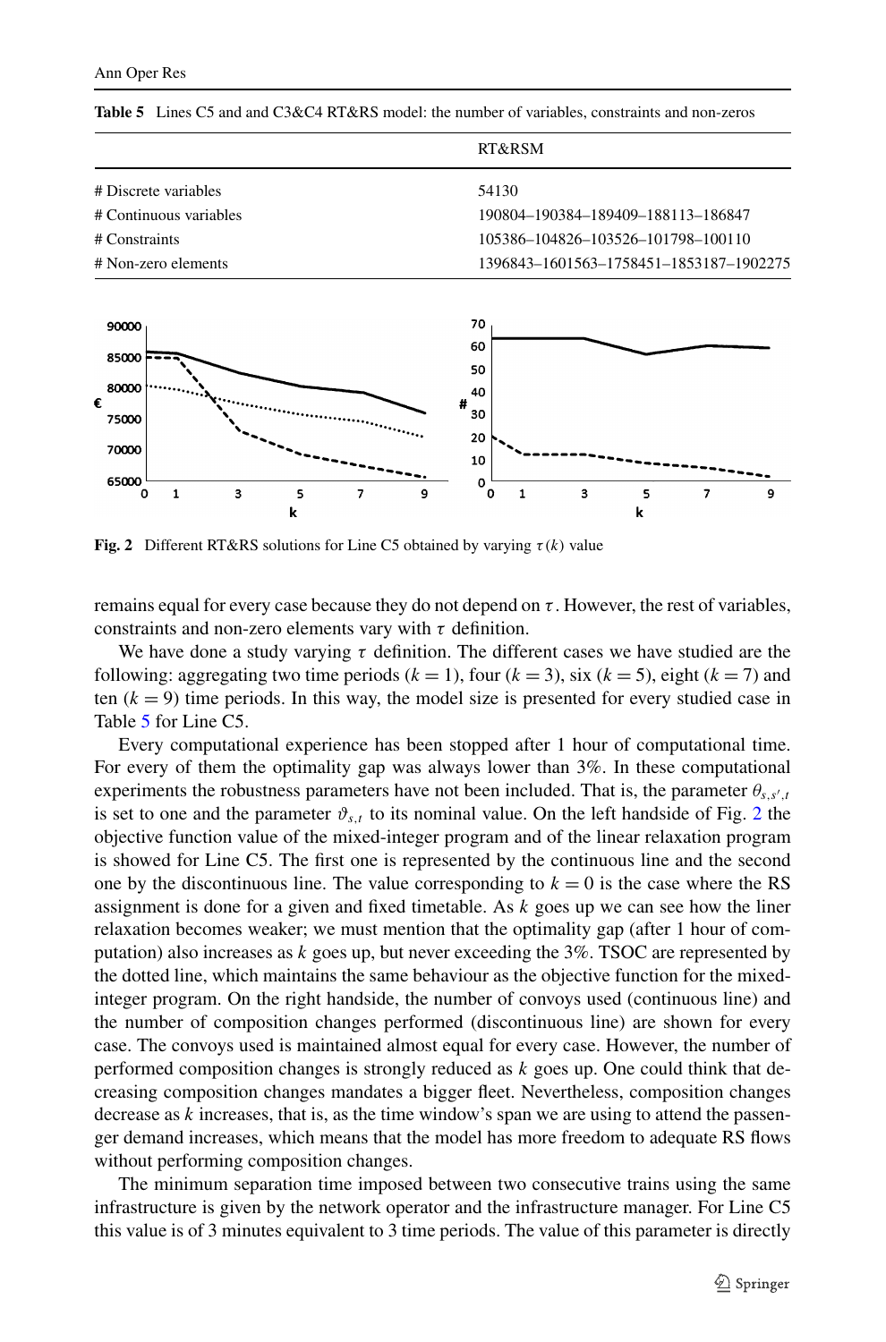**Table 5** Lines C5 and and C3&C4 RT&RS model: the number of variables, constraints and non-zeros

| | RT&RSM |
|---|---|
| # Discrete variables | 54130 |
| # Continuous variables | 190804–190384–189409–188113–186847 |
| # Constraints | 105386–104826–103526–101798–100110 |
| # Non-zero elements | 1396843–1601563–1758451–1853187–1902275 |

**Fig. 2** Different RT&RS solutions for Line C5 obtained by varying $\tau(k)$ value

remains equal for every case because they do not depend on $\tau$. However, the rest of variables, constraints and non-zero elements vary with $\tau$ definition.

We have done a study varying $\tau$ definition. The different cases we have studied are the following: aggregating two time periods ($k = 1$), four ($k = 3$), six ($k = 5$), eight ($k = 7$) and ten ($k = 9$) time periods. In this way, the model size is presented for every studied case in Table 5 for Line C5.

Every computational experience has been stopped after 1 hour of computational time. For every of them the optimality gap was always lower than 3%. In these computational experiments the robustness parameters have not been included. That is, the parameter $\theta_{s,s',t}$ is set to one and the parameter $\vartheta_{s,t}$ to its nominal value. On the left handside of Fig. 2 the objective function value of the mixed-integer program and of the linear relaxation program is showed for Line C5. The first one is represented by the continuous line and the second one by the discontinuous line. The value corresponding to $k = 0$ is the case where the RS assignment is done for a given and fixed timetable. As $k$ goes up we can see how the liner relaxation becomes weaker; we must mention that the optimality gap (after 1 hour of computation) also increases as $k$ goes up, but never exceeding the 3%. TSOC are represented by the dotted line, which maintains the same behaviour as the objective function for the mixed-integer program. On the right handside, the number of convoys used (continuous line) and the number of composition changes performed (discontinuous line) are shown for every case. The convoys used is maintained almost equal for every case. However, the number of performed composition changes is strongly reduced as $k$ goes up. One could think that decreasing composition changes mandates a bigger fleet. Nevertheless, composition changes decrease as $k$ increases, that is, as the time window's span we are using to attend the passenger demand increases, which means that the model has more freedom to adequate RS flows without performing composition changes.

The minimum separation time imposed between two consecutive trains using the same infrastructure is given by the network operator and the infrastructure manager. For Line C5 this value is of 3 minutes equivalent to 3 time periods. The value of this parameter is directly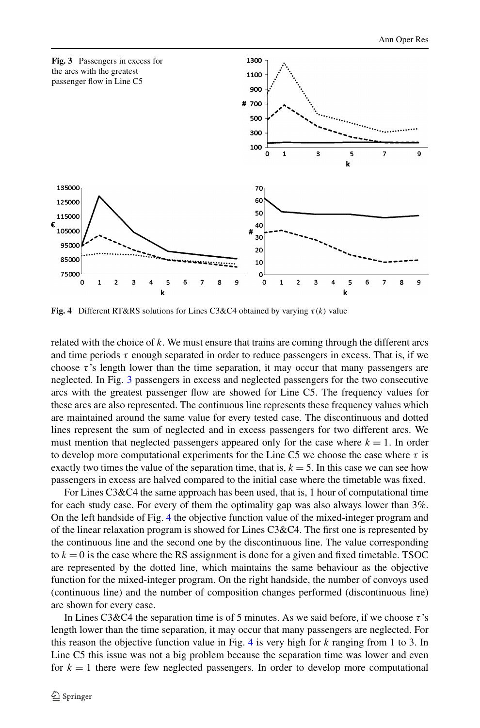**Fig. 3** Passengers in excess for the arcs with the greatest passenger flow in Line C5

**Fig. 4** Different RT&RS solutions for Lines C3&C4 obtained by varying $\tau(k)$ value

related with the choice of $k$. We must ensure that trains are coming through the different arcs and time periods $\tau$ enough separated in order to reduce passengers in excess. That is, if we choose $\tau$'s length lower than the time separation, it may occur that many passengers are neglected. In Fig. 3 passengers in excess and neglected passengers for the two consecutive arcs with the greatest passenger flow are showed for Line C5. The frequency values for these arcs are also represented. The continuous line represents these frequency values which are maintained around the same value for every tested case. The discontinuous and dotted lines represent the sum of neglected and in excess passengers for two different arcs. We must mention that neglected passengers appeared only for the case where $k = 1$. In order to develop more computational experiments for the Line C5 we choose the case where $\tau$ is exactly two times the value of the separation time, that is, $k = 5$. In this case we can see how passengers in excess are halved compared to the initial case where the timetable was fixed.

For Lines C3&C4 the same approach has been used, that is, 1 hour of computational time for each study case. For every of them the optimality gap was also always lower than 3%. On the left handside of Fig. 4 the objective function value of the mixed-integer program and of the linear relaxation program is showed for Lines C3&C4. The first one is represented by the continuous line and the second one by the discontinuous line. The value corresponding to $k = 0$ is the case where the RS assignment is done for a given and fixed timetable. TSOC are represented by the dotted line, which maintains the same behaviour as the objective function for the mixed-integer program. On the right handside, the number of convoys used (continuous line) and the number of composition changes performed (discontinuous line) are shown for every case.

In Lines C3&C4 the separation time is of 5 minutes. As we said before, if we choose $\tau$'s length lower than the time separation, it may occur that many passengers are neglected. For this reason the objective function value in Fig. 4 is very high for $k$ ranging from 1 to 3. In Line C5 this issue was not a big problem because the separation time was lower and even for $k = 1$ there were few neglected passengers. In order to develop more computational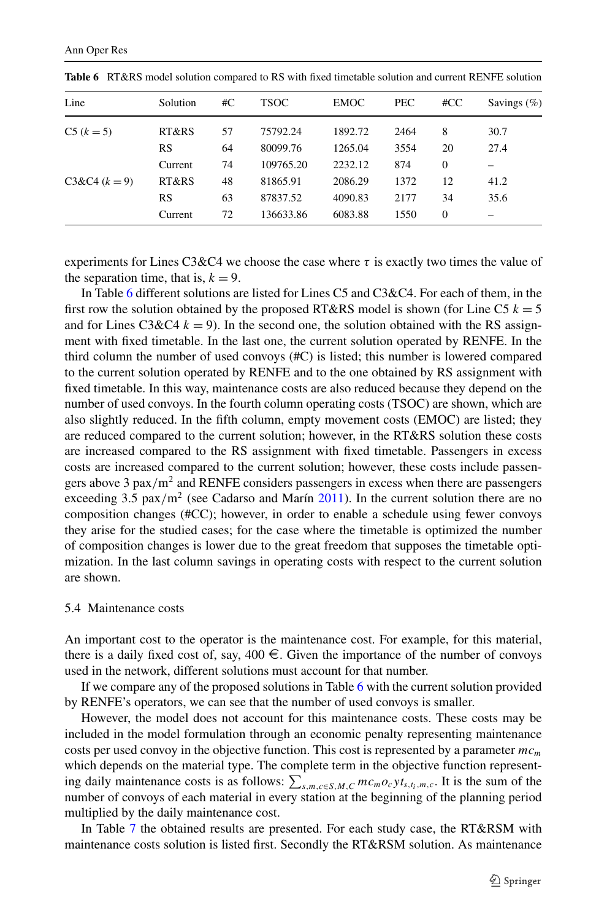**Table 6** RT&RS model solution compared to RS with fixed timetable solution and current RENFE solution

| Line | Solution | #C | TSOC | EMOC | PEC | #CC | Savings (%) |
|---|---|---|---|---|---|---|---|
| C5 ($k = 5$) | RT&RS | 57 | 75792.24 | 1892.72 | 2464 | 8 | 30.7 |
| | RS | 64 | 80099.76 | 1265.04 | 3554 | 20 | 27.4 |
| | Current | 74 | 109765.20 | 2232.12 | 874 | 0 | – |
| C3&C4 ($k = 9$) | RT&RS | 48 | 81865.91 | 2086.29 | 1372 | 12 | 41.2 |
| | RS | 63 | 87837.52 | 4090.83 | 2177 | 34 | 35.6 |
| | Current | 72 | 136633.86 | 6083.88 | 1550 | 0 | – |

experiments for Lines C3&C4 we choose the case where $\tau$ is exactly two times the value of the separation time, that is, $k = 9$.

In Table 6 different solutions are listed for Lines C5 and C3&C4. For each of them, in the first row the solution obtained by the proposed RT&RS model is shown (for Line C5 $k = 5$ and for Lines C3&C4 $k = 9$). In the second one, the solution obtained with the RS assignment with fixed timetable. In the last one, the current solution operated by RENFE. In the third column the number of used convoys (#C) is listed; this number is lowered compared to the current solution operated by RENFE and to the one obtained by RS assignment with fixed timetable. In this way, maintenance costs are also reduced because they depend on the number of used convoys. In the fourth column operating costs (TSOC) are shown, which are also slightly reduced. In the fifth column, empty movement costs (EMOC) are listed; they are reduced compared to the current solution; however, in the RT&RS solution these costs are increased compared to the RS assignment with fixed timetable. Passengers in excess costs are increased compared to the current solution; however, these costs include passengers above 3 $\text{pax/m}^2$ and RENFE considers passengers in excess when there are passengers exceeding 3.5 $\text{pax/m}^2$ (see Cadarso and Marín 2011). In the current solution there are no composition changes (#CC); however, in order to enable a schedule using fewer convoys they arise for the studied cases; for the case where the timetable is optimized the number of composition changes is lower due to the great freedom that supposes the timetable optimization. In the last column savings in operating costs with respect to the current solution are shown.

### 5.4 Maintenance costs

An important cost to the operator is the maintenance cost. For example, for this material, there is a daily fixed cost of, say, 400 €. Given the importance of the number of convoys used in the network, different solutions must account for that number.

If we compare any of the proposed solutions in Table 6 with the current solution provided by RENFE's operators, we can see that the number of used convoys is smaller.

However, the model does not account for this maintenance costs. These costs may be included in the model formulation through an economic penalty representing maintenance costs per used convoy in the objective function. This cost is represented by a parameter $mc_m$ which depends on the material type. The complete term in the objective function representing daily maintenance costs is as follows: $\sum_{s,m,c \in S,M,C} mc_m o_c yt_{s,t_i,m,c}$. It is the sum of the number of convoys of each material in every station at the beginning of the planning period multiplied by the daily maintenance cost.

In Table 7 the obtained results are presented. For each study case, the RT&RSM with maintenance costs solution is listed first. Secondly the RT&RSM solution. As maintenance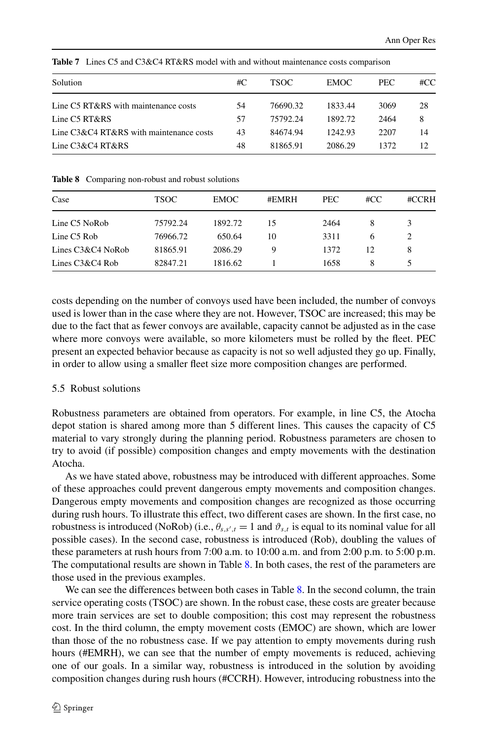**Table 7** Lines C5 and C3&C4 RT&RS model with and without maintenance costs comparison

| Solution | #C | TSOC | EMOC | PEC | #CC |
|---|---|---|---|---|---|
| Line C5 RT&RS with maintenance costs | 54 | 76690.32 | 1833.44 | 3069 | 28 |
| Line C5 RT&RS | 57 | 75792.24 | 1892.72 | 2464 | 8 |
| Line C3&C4 RT&RS with maintenance costs | 43 | 84674.94 | 1242.93 | 2207 | 14 |
| Line C3&C4 RT&RS | 48 | 81865.91 | 2086.29 | 1372 | 12 |

**Table 8** Comparing non-robust and robust solutions

| Case | TSOC | EMOC | #EMRH | PEC | #CC | #CCRH |
|---|---|---|---|---|---|---|
| Line C5 NoRob | 75792.24 | 1892.72 | 15 | 2464 | 8 | 3 |
| Line C5 Rob | 76966.72 | 650.64 | 10 | 3311 | 6 | 2 |
| Lines C3&C4 NoRob | 81865.91 | 2086.29 | 9 | 1372 | 12 | 8 |
| Lines C3&C4 Rob | 82847.21 | 1816.62 | 1 | 1658 | 8 | 5 |

costs depending on the number of convoys used have been included, the number of convoys used is lower than in the case where they are not. However, TSOC are increased; this may be due to the fact that as fewer convoys are available, capacity cannot be adjusted as in the case where more convoys were available, so more kilometers must be rolled by the fleet. PEC present an expected behavior because as capacity is not so well adjusted they go up. Finally, in order to allow using a smaller fleet size more composition changes are performed.

### 5.5 Robust solutions

Robustness parameters are obtained from operators. For example, in line C5, the Atocha depot station is shared among more than 5 different lines. This causes the capacity of C5 material to vary strongly during the planning period. Robustness parameters are chosen to try to avoid (if possible) composition changes and empty movements with the destination Atocha.

As we have stated above, robustness may be introduced with different approaches. Some of these approaches could prevent dangerous empty movements and composition changes. Dangerous empty movements and composition changes are recognized as those occurring during rush hours. To illustrate this effect, two different cases are shown. In the first case, no robustness is introduced (NoRob) (i.e., $\theta_{s,s',t} = 1$ and $\vartheta_{s,t}$ is equal to its nominal value for all possible cases). In the second case, robustness is introduced (Rob), doubling the values of these parameters at rush hours from 7:00 a.m. to 10:00 a.m. and from 2:00 p.m. to 5:00 p.m. The computational results are shown in Table 8. In both cases, the rest of the parameters are those used in the previous examples.

We can see the differences between both cases in Table 8. In the second column, the train service operating costs (TSOC) are shown. In the robust case, these costs are greater because more train services are set to double composition; this cost may represent the robustness cost. In the third column, the empty movement costs (EMOC) are shown, which are lower than those of the no robustness case. If we pay attention to empty movements during rush hours (#EMRH), we can see that the number of empty movements is reduced, achieving one of our goals. In a similar way, robustness is introduced in the solution by avoiding composition changes during rush hours (#CCRH). However, introducing robustness into the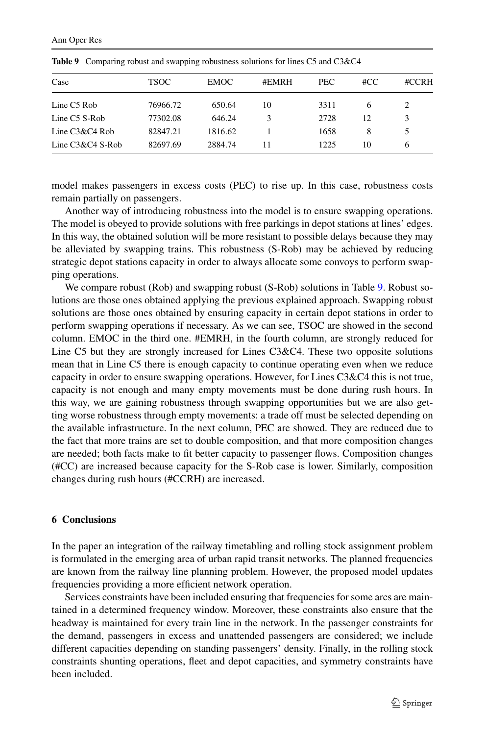**Table 9** Comparing robust and swapping robustness solutions for lines C5 and C3&C4

| Case | TSOC | EMOC | #EMRH | PEC | #CC | #CCRH |
|---|---|---|---|---|---|---|
| Line C5 Rob | 76966.72 | 650.64 | 10 | 3311 | 6 | 2 |
| Line C5 S-Rob | 77302.08 | 646.24 | 3 | 2728 | 12 | 3 |
| Line C3&C4 Rob | 82847.21 | 1816.62 | 1 | 1658 | 8 | 5 |
| Line C3&C4 S-Rob | 82697.69 | 2884.74 | 11 | 1225 | 10 | 6 |

model makes passengers in excess costs (PEC) to rise up. In this case, robustness costs remain partially on passengers.

Another way of introducing robustness into the model is to ensure swapping operations. The model is obeyed to provide solutions with free parkings in depot stations at lines' edges. In this way, the obtained solution will be more resistant to possible delays because they may be alleviated by swapping trains. This robustness (S-Rob) may be achieved by reducing strategic depot stations capacity in order to always allocate some convoys to perform swapping operations.

We compare robust (Rob) and swapping robust (S-Rob) solutions in Table 9. Robust solutions are those ones obtained applying the previous explained approach. Swapping robust solutions are those ones obtained by ensuring capacity in certain depot stations in order to perform swapping operations if necessary. As we can see, TSOC are showed in the second column. EMOC in the third one. #EMRH, in the fourth column, are strongly reduced for Line C5 but they are strongly increased for Lines C3&C4. These two opposite solutions mean that in Line C5 there is enough capacity to continue operating even when we reduce capacity in order to ensure swapping operations. However, for Lines C3&C4 this is not true, capacity is not enough and many empty movements must be done during rush hours. In this way, we are gaining robustness through swapping opportunities but we are also getting worse robustness through empty movements: a trade off must be selected depending on the available infrastructure. In the next column, PEC are showed. They are reduced due to the fact that more trains are set to double composition, and that more composition changes are needed; both facts make to fit better capacity to passenger flows. Composition changes (#CC) are increased because capacity for the S-Rob case is lower. Similarly, composition changes during rush hours (#CCRH) are increased.

## 6 Conclusions

In the paper an integration of the railway timetabling and rolling stock assignment problem is formulated in the emerging area of urban rapid transit networks. The planned frequencies are known from the railway line planning problem. However, the proposed model updates frequencies providing a more efficient network operation.

Services constraints have been included ensuring that frequencies for some arcs are maintained in a determined frequency window. Moreover, these constraints also ensure that the headway is maintained for every train line in the network. In the passenger constraints for the demand, passengers in excess and unattended passengers are considered; we include different capacities depending on standing passengers' density. Finally, in the rolling stock constraints shunting operations, fleet and depot capacities, and symmetry constraints have been included.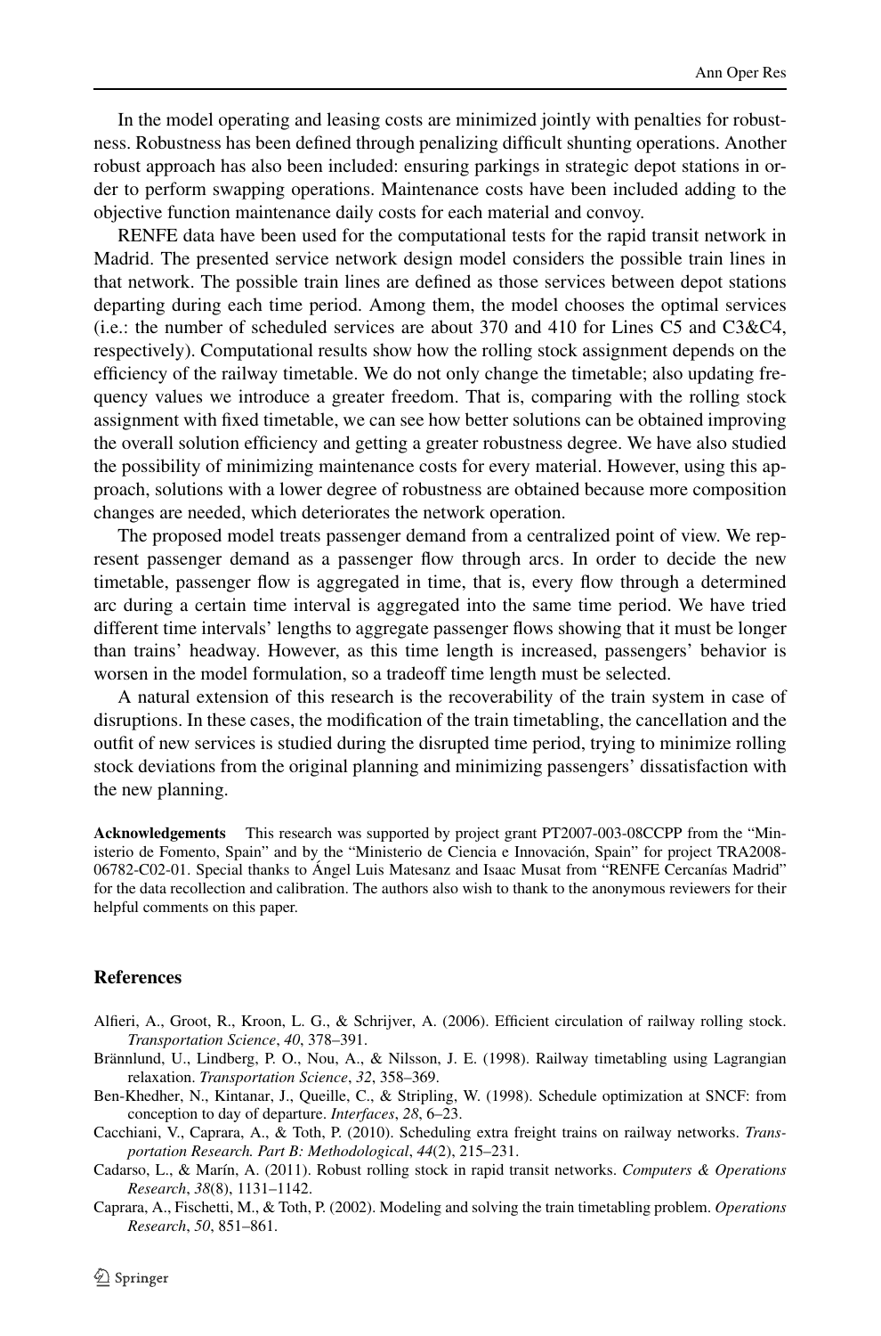In the model operating and leasing costs are minimized jointly with penalties for robustness. Robustness has been defined through penalizing difficult shunting operations. Another robust approach has also been included: ensuring parkings in strategic depot stations in order to perform swapping operations. Maintenance costs have been included adding to the objective function maintenance daily costs for each material and convoy.

RENFE data have been used for the computational tests for the rapid transit network in Madrid. The presented service network design model considers the possible train lines in that network. The possible train lines are defined as those services between depot stations departing during each time period. Among them, the model chooses the optimal services (i.e.: the number of scheduled services are about 370 and 410 for Lines C5 and C3&C4, respectively). Computational results show how the rolling stock assignment depends on the efficiency of the railway timetable. We do not only change the timetable; also updating frequency values we introduce a greater freedom. That is, comparing with the rolling stock assignment with fixed timetable, we can see how better solutions can be obtained improving the overall solution efficiency and getting a greater robustness degree. We have also studied the possibility of minimizing maintenance costs for every material. However, using this approach, solutions with a lower degree of robustness are obtained because more composition changes are needed, which deteriorates the network operation.

The proposed model treats passenger demand from a centralized point of view. We represent passenger demand as a passenger flow through arcs. In order to decide the new timetable, passenger flow is aggregated in time, that is, every flow through a determined arc during a certain time interval is aggregated into the same time period. We have tried different time intervals' lengths to aggregate passenger flows showing that it must be longer than trains' headway. However, as this time length is increased, passengers' behavior is worsen in the model formulation, so a tradeoff time length must be selected.

A natural extension of this research is the recoverability of the train system in case of disruptions. In these cases, the modification of the train timetabling, the cancellation and the outfit of new services is studied during the disrupted time period, trying to minimize rolling stock deviations from the original planning and minimizing passengers' dissatisfaction with the new planning.

**Acknowledgements** This research was supported by project grant PT2007-003-08CCPP from the "Ministerio de Fomento, Spain" and by the "Ministerio de Ciencia e Innovación, Spain" for project TRA2008-06782-C02-01. Special thanks to Ángel Luis Matesanz and Isaac Musat from "RENFE Cercanías Madrid" for the data recollection and calibration. The authors also wish to thank to the anonymous reviewers for their helpful comments on this paper.

## References

Alfieri, A., Groot, R., Kroon, L. G., & Schrijver, A. (2006). Efficient circulation of railway rolling stock. *Transportation Science*, *40*, 378–391.

Brännlund, U., Lindberg, P. O., Nou, A., & Nilsson, J. E. (1998). Railway timetabling using Lagrangian relaxation. *Transportation Science*, *32*, 358–369.

Ben-Khedher, N., Kintanar, J., Queille, C., & Stripling, W. (1998). Schedule optimization at SNCF: from conception to day of departure. *Interfaces*, *28*, 6–23.

Cacchiani, V., Caprara, A., & Toth, P. (2010). Scheduling extra freight trains on railway networks. *Transportation Research. Part B: Methodological*, *44*(2), 215–231.

Cadarso, L., & Marín, A. (2011). Robust rolling stock in rapid transit networks. *Computers & Operations Research*, *38*(8), 1131–1142.

Caprara, A., Fischetti, M., & Toth, P. (2002). Modeling and solving the train timetabling problem. *Operations Research*, *50*, 851–861.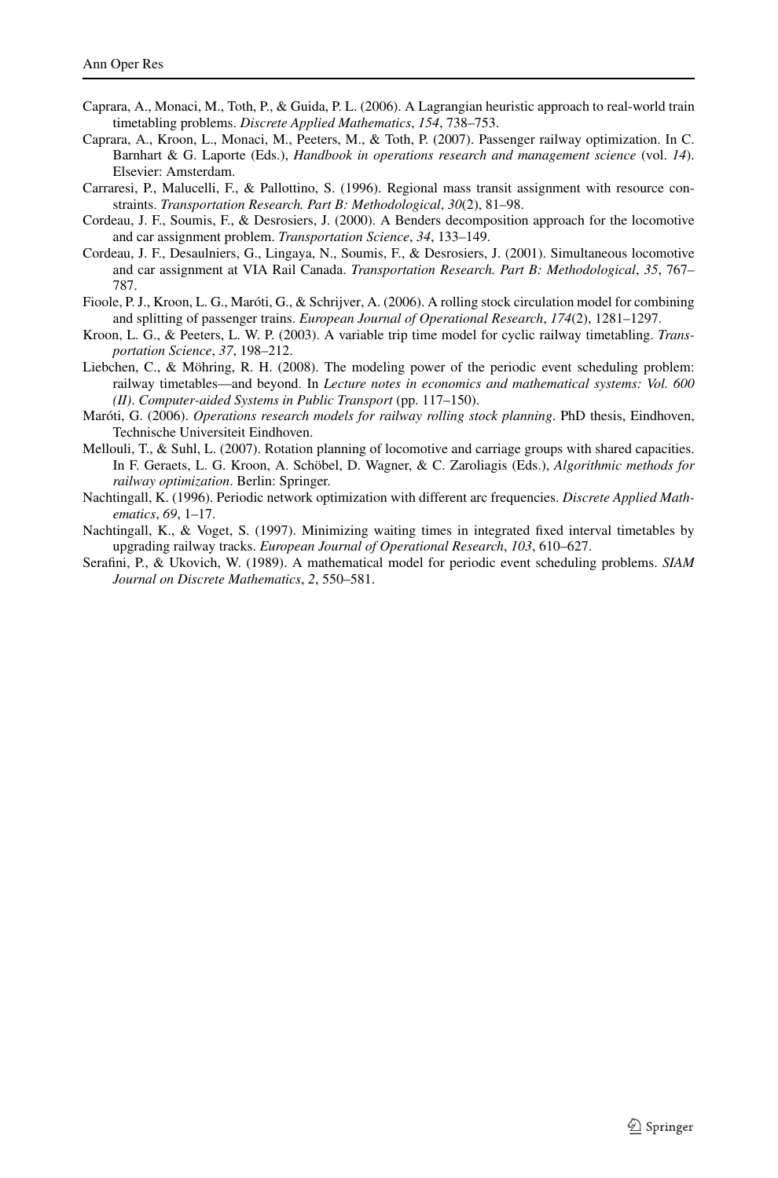Caprara, A., Monaci, M., Toth, P., & Guida, P. L. (2006). A Lagrangian heuristic approach to real-world train timetabling problems. *Discrete Applied Mathematics*, *154*, 738–753.

Caprara, A., Kroon, L., Monaci, M., Peeters, M., & Toth, P. (2007). Passenger railway optimization. In C. Barnhart & G. Laporte (Eds.), *Handbook in operations research and management science* (vol. *14*). Elsevier: Amsterdam.

Carraresi, P., Malucelli, F., & Pallottino, S. (1996). Regional mass transit assignment with resource constraints. *Transportation Research. Part B: Methodological*, *30*(2), 81–98.

Cordeau, J. F., Soumis, F., & Desrosiers, J. (2000). A Benders decomposition approach for the locomotive and car assignment problem. *Transportation Science*, *34*, 133–149.

Cordeau, J. F., Desaulniers, G., Lingaya, N., Soumis, F., & Desrosiers, J. (2001). Simultaneous locomotive and car assignment at VIA Rail Canada. *Transportation Research. Part B: Methodological*, *35*, 767–787.

Fioole, P. J., Kroon, L. G., Maróti, G., & Schrijver, A. (2006). A rolling stock circulation model for combining and splitting of passenger trains. *European Journal of Operational Research*, *174*(2), 1281–1297.

Kroon, L. G., & Peeters, L. W. P. (2003). A variable trip time model for cyclic railway timetabling. *Transportation Science*, *37*, 198–212.

Liebchen, C., & Möhring, R. H. (2008). The modeling power of the periodic event scheduling problem: railway timetables—and beyond. In *Lecture notes in economics and mathematical systems: Vol. 600 (II). Computer-aided Systems in Public Transport* (pp. 117–150).

Maróti, G. (2006). *Operations research models for railway rolling stock planning*. PhD thesis, Eindhoven, Technische Universiteit Eindhoven.

Mellouli, T., & Suhl, L. (2007). Rotation planning of locomotive and carriage groups with shared capacities. In F. Geraets, L. G. Kroon, A. Schöbel, D. Wagner, & C. Zaroliagis (Eds.), *Algorithmic methods for railway optimization*. Berlin: Springer.

Nachtingall, K. (1996). Periodic network optimization with different arc frequencies. *Discrete Applied Mathematics*, *69*, 1–17.

Nachtingall, K., & Voget, S. (1997). Minimizing waiting times in integrated fixed interval timetables by upgrading railway tracks. *European Journal of Operational Research*, *103*, 610–627.

Serafini, P., & Ukovich, W. (1989). A mathematical model for periodic event scheduling problems. *SIAM Journal on Discrete Mathematics*, *2*, 550–581.